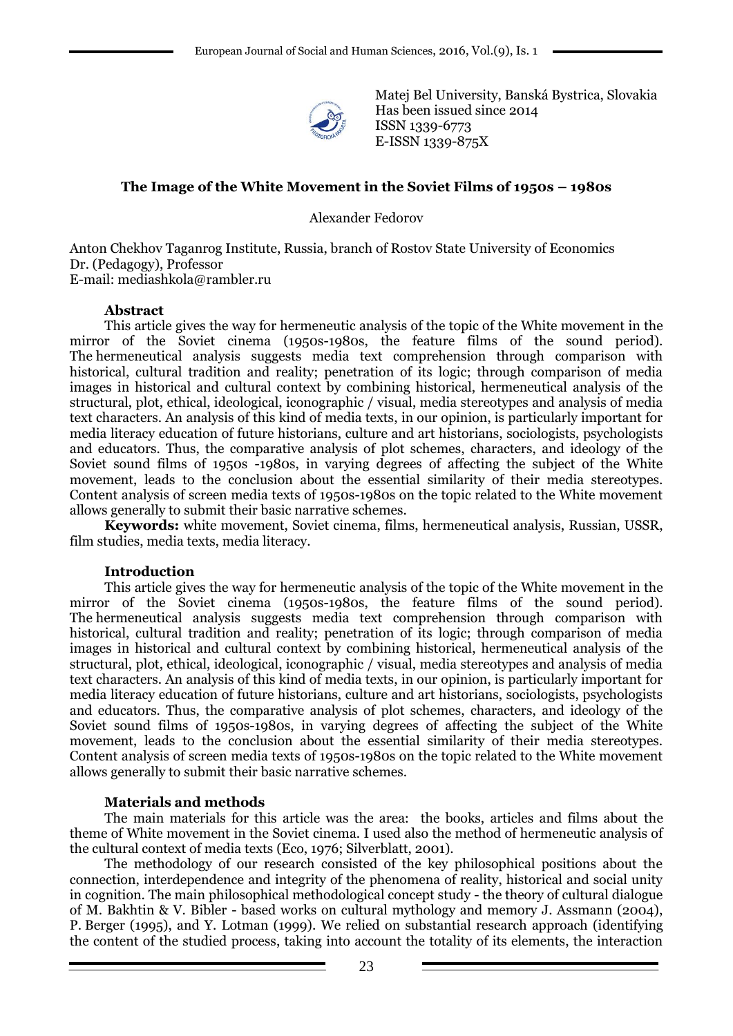Matej Bel University, Banská Bystrica, Slovakia
Has been issued since 2014
ISSN 1339-6773
E-ISSN 1339-875X

# The Image of the White Movement in the Soviet Films of 1950s – 1980s

Alexander Fedorov

Anton Chekhov Taganrog Institute, Russia, branch of Rostov State University of Economics
Dr. (Pedagogy), Professor
E-mail: mediashkola@rambler.ru

### Abstract

This article gives the way for hermeneutic analysis of the topic of the White movement in the mirror of the Soviet cinema (1950s-1980s, the feature films of the sound period). The hermeneutical analysis suggests media text comprehension through comparison with historical, cultural tradition and reality; penetration of its logic; through comparison of media images in historical and cultural context by combining historical, hermeneutical analysis of the structural, plot, ethical, ideological, iconographic / visual, media stereotypes and analysis of media text characters. An analysis of this kind of media texts, in our opinion, is particularly important for media literacy education of future historians, culture and art historians, sociologists, psychologists and educators. Thus, the comparative analysis of plot schemes, characters, and ideology of the Soviet sound films of 1950s -1980s, in varying degrees of affecting the subject of the White movement, leads to the conclusion about the essential similarity of their media stereotypes. Content analysis of screen media texts of 1950s-1980s on the topic related to the White movement allows generally to submit their basic narrative schemes.

**Keywords:** white movement, Soviet cinema, films, hermeneutical analysis, Russian, USSR, film studies, media texts, media literacy.

### Introduction

This article gives the way for hermeneutic analysis of the topic of the White movement in the mirror of the Soviet cinema (1950s-1980s, the feature films of the sound period). The hermeneutical analysis suggests media text comprehension through comparison with historical, cultural tradition and reality; penetration of its logic; through comparison of media images in historical and cultural context by combining historical, hermeneutical analysis of the structural, plot, ethical, ideological, iconographic / visual, media stereotypes and analysis of media text characters. An analysis of this kind of media texts, in our opinion, is particularly important for media literacy education of future historians, culture and art historians, sociologists, psychologists and educators. Thus, the comparative analysis of plot schemes, characters, and ideology of the Soviet sound films of 1950s-1980s, in varying degrees of affecting the subject of the White movement, leads to the conclusion about the essential similarity of their media stereotypes. Content analysis of screen media texts of 1950s-1980s on the topic related to the White movement allows generally to submit their basic narrative schemes.

### Materials and methods

The main materials for this article was the area: the books, articles and films about the theme of White movement in the Soviet cinema. I used also the method of hermeneutic analysis of the cultural context of media texts (Eco, 1976; Silverblatt, 2001).

The methodology of our research consisted of the key philosophical positions about the connection, interdependence and integrity of the phenomena of reality, historical and social unity in cognition. The main philosophical methodological concept study - the theory of cultural dialogue of M. Bakhtin & V. Bibler - based works on cultural mythology and memory J. Assmann (2004), P. Berger (1995), and Y. Lotman (1999). We relied on substantial research approach (identifying the content of the studied process, taking into account the totality of its elements, the interaction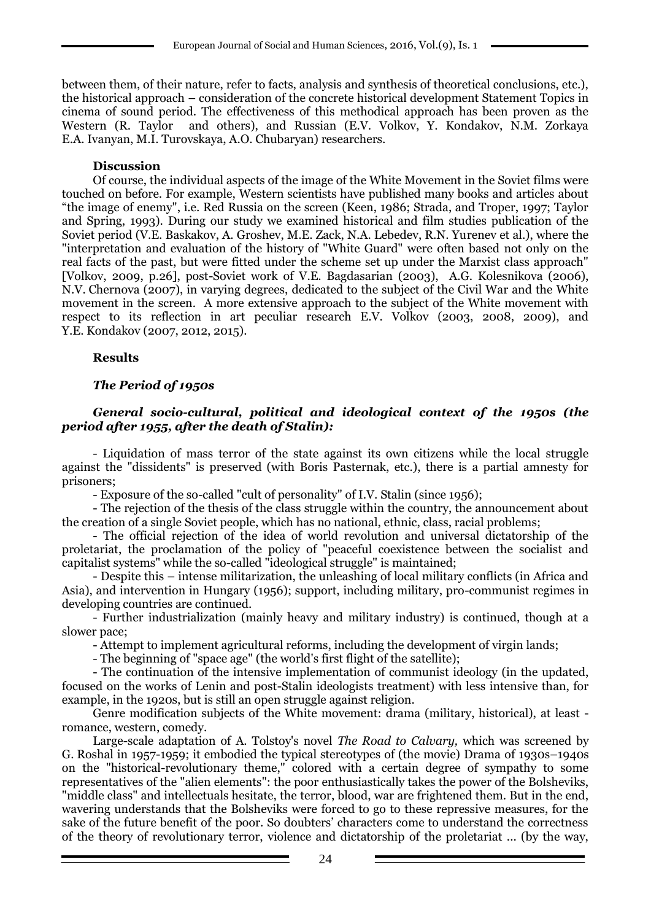between them, of their nature, refer to facts, analysis and synthesis of theoretical conclusions, etc.), the historical approach – consideration of the concrete historical development Statement Topics in cinema of sound period. The effectiveness of this methodical approach has been proven as the Western (R. Taylor and others), and Russian (E.V. Volkov, Y. Kondakov, N.M. Zorkaya E.A. Ivanyan, M.I. Turovskaya, A.O. Chubaryan) researchers.

**Discussion**

Of course, the individual aspects of the image of the White Movement in the Soviet films were touched on before. For example, Western scientists have published many books and articles about "the image of enemy", i.e. Red Russia on the screen (Keen, 1986; Strada, and Troper, 1997; Taylor and Spring, 1993). During our study we examined historical and film studies publication of the Soviet period (V.E. Baskakov, A. Groshev, M.E. Zack, N.A. Lebedev, R.N. Yurenev et al.), where the "interpretation and evaluation of the history of "White Guard" were often based not only on the real facts of the past, but were fitted under the scheme set up under the Marxist class approach" [Volkov, 2009, p.26], post-Soviet work of V.E. Bagdasarian (2003), A.G. Kolesnikova (2006), N.V. Chernova (2007), in varying degrees, dedicated to the subject of the Civil War and the White movement in the screen. A more extensive approach to the subject of the White movement with respect to its reflection in art peculiar research E.V. Volkov (2003, 2008, 2009), and Y.E. Kondakov (2007, 2012, 2015).

**Results**

***The Period of 1950s***

***General socio-cultural, political and ideological context of the 1950s (the period after 1955, after the death of Stalin):***

- Liquidation of mass terror of the state against its own citizens while the local struggle against the "dissidents" is preserved (with Boris Pasternak, etc.), there is a partial amnesty for prisoners;
- Exposure of the so-called "cult of personality" of I.V. Stalin (since 1956);
- The rejection of the thesis of the class struggle within the country, the announcement about the creation of a single Soviet people, which has no national, ethnic, class, racial problems;
- The official rejection of the idea of world revolution and universal dictatorship of the proletariat, the proclamation of the policy of "peaceful coexistence between the socialist and capitalist systems" while the so-called "ideological struggle" is maintained;
- Despite this – intense militarization, the unleashing of local military conflicts (in Africa and Asia), and intervention in Hungary (1956); support, including military, pro-communist regimes in developing countries are continued.
- Further industrialization (mainly heavy and military industry) is continued, though at a slower pace;
- Attempt to implement agricultural reforms, including the development of virgin lands;
- The beginning of "space age" (the world's first flight of the satellite);
- The continuation of the intensive implementation of communist ideology (in the updated, focused on the works of Lenin and post-Stalin ideologists treatment) with less intensive than, for example, in the 1920s, but is still an open struggle against religion.

Genre modification subjects of the White movement: drama (military, historical), at least - romance, western, comedy.

Large-scale adaptation of A. Tolstoy's novel *The Road to Calvary,* which was screened by G. Roshal in 1957-1959; it embodied the typical stereotypes of (the movie) Drama of 1930s–1940s on the "historical-revolutionary theme," colored with a certain degree of sympathy to some representatives of the "alien elements": the poor enthusiastically takes the power of the Bolsheviks, "middle class" and intellectuals hesitate, the terror, blood, war are frightened them. But in the end, wavering understands that the Bolsheviks were forced to go to these repressive measures, for the sake of the future benefit of the poor. So doubters' characters come to understand the correctness of the theory of revolutionary terror, violence and dictatorship of the proletariat ... (by the way,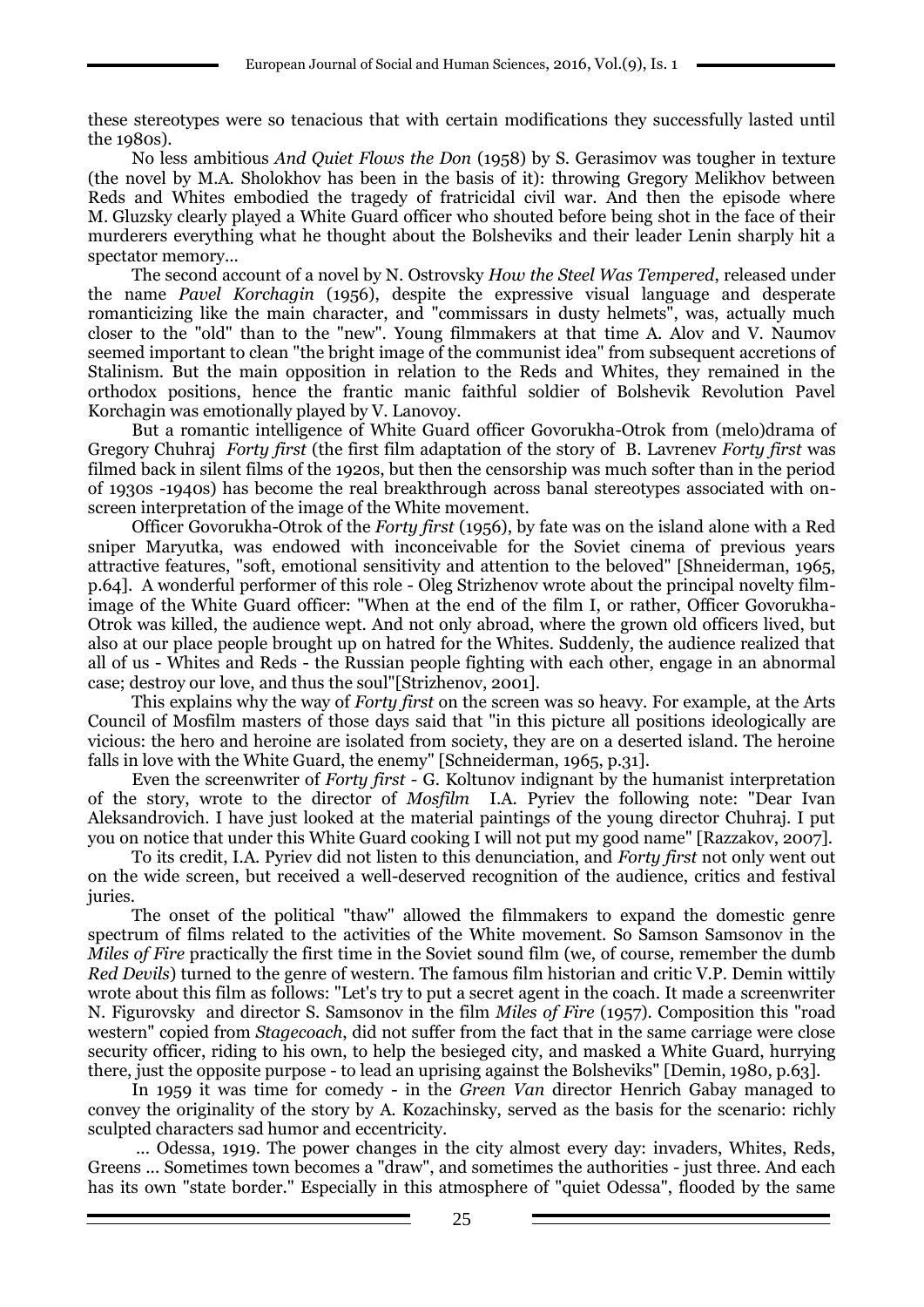these stereotypes were so tenacious that with certain modifications they successfully lasted until the 1980s).

No less ambitious *And Quiet Flows the Don* (1958) by S. Gerasimov was tougher in texture (the novel by M.A. Sholokhov has been in the basis of it): throwing Gregory Melikhov between Reds and Whites embodied the tragedy of fratricidal civil war. And then the episode where M. Gluzsky clearly played a White Guard officer who shouted before being shot in the face of their murderers everything what he thought about the Bolsheviks and their leader Lenin sharply hit a spectator memory...

The second account of a novel by N. Ostrovsky *How the Steel Was Tempered*, released under the name *Pavel Korchagin* (1956), despite the expressive visual language and desperate romanticizing like the main character, and "commissars in dusty helmets", was, actually much closer to the "old" than to the "new". Young filmmakers at that time A. Alov and V. Naumov seemed important to clean "the bright image of the communist idea" from subsequent accretions of Stalinism. But the main opposition in relation to the Reds and Whites, they remained in the orthodox positions, hence the frantic manic faithful soldier of Bolshevik Revolution Pavel Korchagin was emotionally played by V. Lanovoy.

But a romantic intelligence of White Guard officer Govorukha-Otrok from (melo)drama of Gregory Chuhraj *Forty first* (the first film adaptation of the story of B. Lavrenev *Forty first* was filmed back in silent films of the 1920s, but then the censorship was much softer than in the period of 1930s -1940s) has become the real breakthrough across banal stereotypes associated with on-screen interpretation of the image of the White movement.

Officer Govorukha-Otrok of the *Forty first* (1956), by fate was on the island alone with a Red sniper Maryutka, was endowed with inconceivable for the Soviet cinema of previous years attractive features, "soft, emotional sensitivity and attention to the beloved" [Shneiderman, 1965, p.64]. A wonderful performer of this role - Oleg Strizhenov wrote about the principal novelty film-image of the White Guard officer: "When at the end of the film I, or rather, Officer Govorukha-Otrok was killed, the audience wept. And not only abroad, where the grown old officers lived, but also at our place people brought up on hatred for the Whites. Suddenly, the audience realized that all of us - Whites and Reds - the Russian people fighting with each other, engage in an abnormal case; destroy our love, and thus the soul"[Strizhenov, 2001].

This explains why the way of *Forty first* on the screen was so heavy. For example, at the Arts Council of Mosfilm masters of those days said that "in this picture all positions ideologically are vicious: the hero and heroine are isolated from society, they are on a deserted island. The heroine falls in love with the White Guard, the enemy" [Schneiderman, 1965, p.31].

Even the screenwriter of *Forty first* - G. Koltunov indignant by the humanist interpretation of the story, wrote to the director of *Mosfilm* I.A. Pyriev the following note: "Dear Ivan Aleksandrovich. I have just looked at the material paintings of the young director Chuhraj. I put you on notice that under this White Guard cooking I will not put my good name" [Razzakov, 2007].

To its credit, I.A. Pyriev did not listen to this denunciation, and *Forty first* not only went out on the wide screen, but received a well-deserved recognition of the audience, critics and festival juries.

The onset of the political "thaw" allowed the filmmakers to expand the domestic genre spectrum of films related to the activities of the White movement. So Samson Samsonov in the *Miles of Fire* practically the first time in the Soviet sound film (we, of course, remember the dumb *Red Devils*) turned to the genre of western. The famous film historian and critic V.P. Demin wittily wrote about this film as follows: "Let's try to put a secret agent in the coach. It made a screenwriter N. Figurovsky and director S. Samsonov in the film *Miles of Fire* (1957). Composition this "road western" copied from *Stagecoach*, did not suffer from the fact that in the same carriage were close security officer, riding to his own, to help the besieged city, and masked a White Guard, hurrying there, just the opposite purpose - to lead an uprising against the Bolsheviks" [Demin, 1980, p.63].

In 1959 it was time for comedy - in the *Green Van* director Henrich Gabay managed to convey the originality of the story by A. Kozachinsky, served as the basis for the scenario: richly sculpted characters sad humor and eccentricity.

... Odessa, 1919. The power changes in the city almost every day: invaders, Whites, Reds, Greens ... Sometimes town becomes a "draw", and sometimes the authorities - just three. And each has its own "state border." Especially in this atmosphere of "quiet Odessa", flooded by the same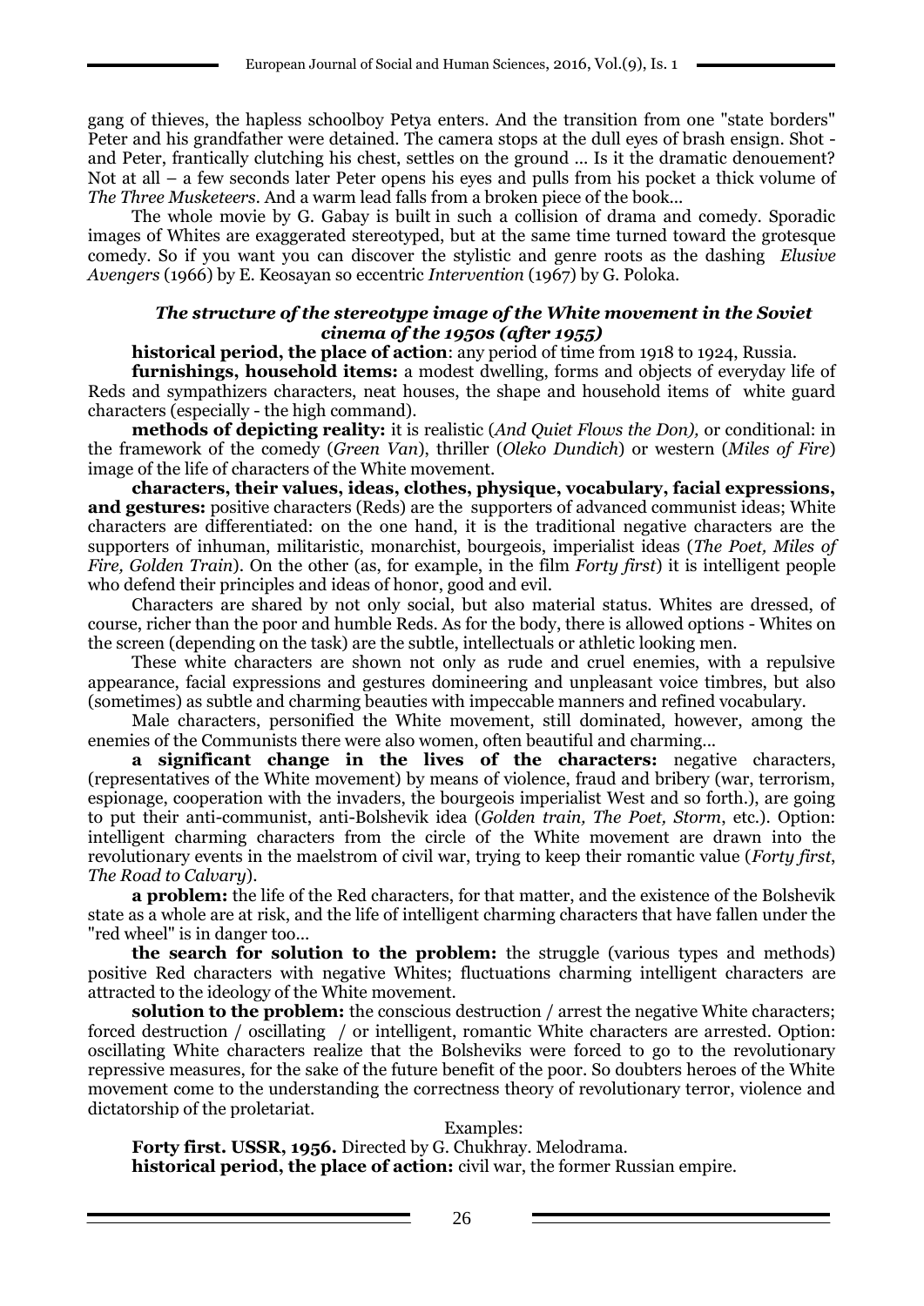gang of thieves, the hapless schoolboy Petya enters. And the transition from one "state borders" Peter and his grandfather were detained. The camera stops at the dull eyes of brash ensign. Shot - and Peter, frantically clutching his chest, settles on the ground ... Is it the dramatic denouement? Not at all – a few seconds later Peter opens his eyes and pulls from his pocket a thick volume of *The Three Musketeers*. And a warm lead falls from a broken piece of the book...

The whole movie by G. Gabay is built in such a collision of drama and comedy. Sporadic images of Whites are exaggerated stereotyped, but at the same time turned toward the grotesque comedy. So if you want you can discover the stylistic and genre roots as the dashing *Elusive Avengers* (1966) by E. Keosayan so eccentric *Intervention* (1967) by G. Poloka.

***The structure of the stereotype image of the White movement in the Soviet cinema of the 1950s (after 1955)***

**historical period, the place of action**: any period of time from 1918 to 1924, Russia.

**furnishings, household items:** a modest dwelling, forms and objects of everyday life of Reds and sympathizers characters, neat houses, the shape and household items of white guard characters (especially - the high command).

**methods of depicting reality:** it is realistic (*And Quiet Flows the Don),* or conditional: in the framework of the comedy (*Green Van*), thriller (*Oleko Dundich*) or western (*Miles of Fire*) image of the life of characters of the White movement.

**characters, their values, ideas, clothes, physique, vocabulary, facial expressions, and gestures:** positive characters (Reds) are the supporters of advanced communist ideas; White characters are differentiated: on the one hand, it is the traditional negative characters are the supporters of inhuman, militaristic, monarchist, bourgeois, imperialist ideas (*The Poet, Miles of Fire, Golden Train*). On the other (as, for example, in the film *Forty first*) it is intelligent people who defend their principles and ideas of honor, good and evil.

Characters are shared by not only social, but also material status. Whites are dressed, of course, richer than the poor and humble Reds. As for the body, there is allowed options - Whites on the screen (depending on the task) are the subtle, intellectuals or athletic looking men.

These white characters are shown not only as rude and cruel enemies, with a repulsive appearance, facial expressions and gestures domineering and unpleasant voice timbres, but also (sometimes) as subtle and charming beauties with impeccable manners and refined vocabulary.

Male characters, personified the White movement, still dominated, however, among the enemies of the Communists there were also women, often beautiful and charming...

**a significant change in the lives of the characters:** negative characters, (representatives of the White movement) by means of violence, fraud and bribery (war, terrorism, espionage, cooperation with the invaders, the bourgeois imperialist West and so forth.), are going to put their anti-communist, anti-Bolshevik idea (*Golden train, The Poet, Storm*, etc.). Option: intelligent charming characters from the circle of the White movement are drawn into the revolutionary events in the maelstrom of civil war, trying to keep their romantic value (*Forty first*, *The Road to Calvary*).

**a problem:** the life of the Red characters, for that matter, and the existence of the Bolshevik state as a whole are at risk, and the life of intelligent charming characters that have fallen under the "red wheel" is in danger too...

**the search for solution to the problem:** the struggle (various types and methods) positive Red characters with negative Whites; fluctuations charming intelligent characters are attracted to the ideology of the White movement.

**solution to the problem:** the conscious destruction / arrest the negative White characters; forced destruction / oscillating / or intelligent, romantic White characters are arrested. Option: oscillating White characters realize that the Bolsheviks were forced to go to the revolutionary repressive measures, for the sake of the future benefit of the poor. So doubters heroes of the White movement come to the understanding the correctness theory of revolutionary terror, violence and dictatorship of the proletariat.

Examples:

**Forty first. USSR, 1956.** Directed by G. Chukhray. Melodrama.

**historical period, the place of action:** civil war, the former Russian empire.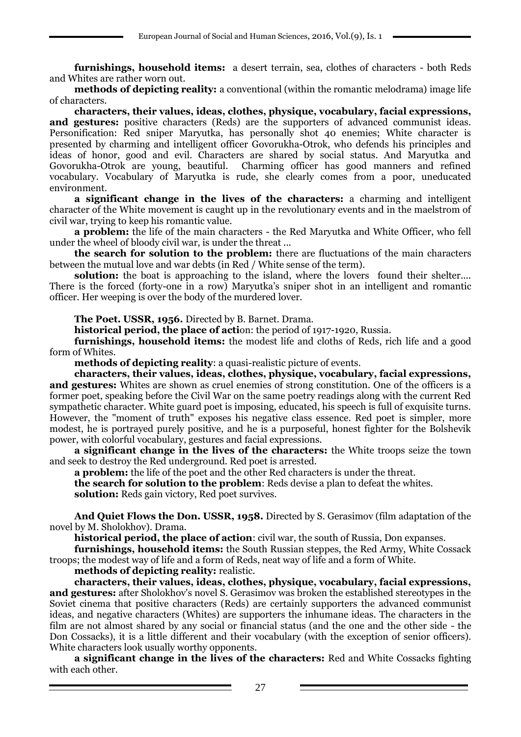**furnishings, household items:** a desert terrain, sea, clothes of characters - both Reds and Whites are rather worn out.

**methods of depicting reality:** a conventional (within the romantic melodrama) image life of characters.

**characters, their values, ideas, clothes, physique, vocabulary, facial expressions, and gestures:** positive characters (Reds) are the supporters of advanced communist ideas. Personification: Red sniper Maryutka, has personally shot 40 enemies; White character is presented by charming and intelligent officer Govorukha-Otrok, who defends his principles and ideas of honor, good and evil. Characters are shared by social status. And Maryutka and Govorukha-Otrok are young, beautiful. Charming officer has good manners and refined vocabulary. Vocabulary of Maryutka is rude, she clearly comes from a poor, uneducated environment.

**a significant change in the lives of the characters:** a charming and intelligent character of the White movement is caught up in the revolutionary events and in the maelstrom of civil war, trying to keep his romantic value.

**a problem:** the life of the main characters - the Red Maryutka and White Officer, who fell under the wheel of bloody civil war, is under the threat ...

**the search for solution to the problem:** there are fluctuations of the main characters between the mutual love and war debts (in Red / White sense of the term).

**solution:** the boat is approaching to the island, where the lovers found their shelter.... There is the forced (forty-one in a row) Maryutka's sniper shot in an intelligent and romantic officer. Her weeping is over the body of the murdered lover.

**The Poet. USSR, 1956.** Directed by B. Barnet. Drama.

**historical period, the place of action:** the period of 1917-1920, Russia.

**furnishings, household items:** the modest life and cloths of Reds, rich life and a good form of Whites.

**methods of depicting reality**: a quasi-realistic picture of events.

**characters, their values, ideas, clothes, physique, vocabulary, facial expressions, and gestures:** Whites are shown as cruel enemies of strong constitution. One of the officers is a former poet, speaking before the Civil War on the same poetry readings along with the current Red sympathetic character. White guard poet is imposing, educated, his speech is full of exquisite turns. However, the "moment of truth" exposes his negative class essence. Red poet is simpler, more modest, he is portrayed purely positive, and he is a purposeful, honest fighter for the Bolshevik power, with colorful vocabulary, gestures and facial expressions.

**a significant change in the lives of the characters:** the White troops seize the town and seek to destroy the Red underground. Red poet is arrested.

**a problem:** the life of the poet and the other Red characters is under the threat.

**the search for solution to the problem**: Reds devise a plan to defeat the whites.

**solution:** Reds gain victory, Red poet survives.

**And Quiet Flows the Don. USSR, 1958.** Directed by S. Gerasimov (film adaptation of the novel by M. Sholokhov). Drama.

**historical period, the place of action**: civil war, the south of Russia, Don expanses.

**furnishings, household items:** the South Russian steppes, the Red Army, White Cossack troops; the modest way of life and a form of Reds, neat way of life and a form of White.

**methods of depicting reality:** realistic.

**characters, their values, ideas, clothes, physique, vocabulary, facial expressions, and gestures:** after Sholokhov's novel S. Gerasimov was broken the established stereotypes in the Soviet cinema that positive characters (Reds) are certainly supporters the advanced communist ideas, and negative characters (Whites) are supporters the inhumane ideas. The characters in the film are not almost shared by any social or financial status (and the one and the other side - the Don Cossacks), it is a little different and their vocabulary (with the exception of senior officers). White characters look usually worthy opponents.

**a significant change in the lives of the characters:** Red and White Cossacks fighting with each other.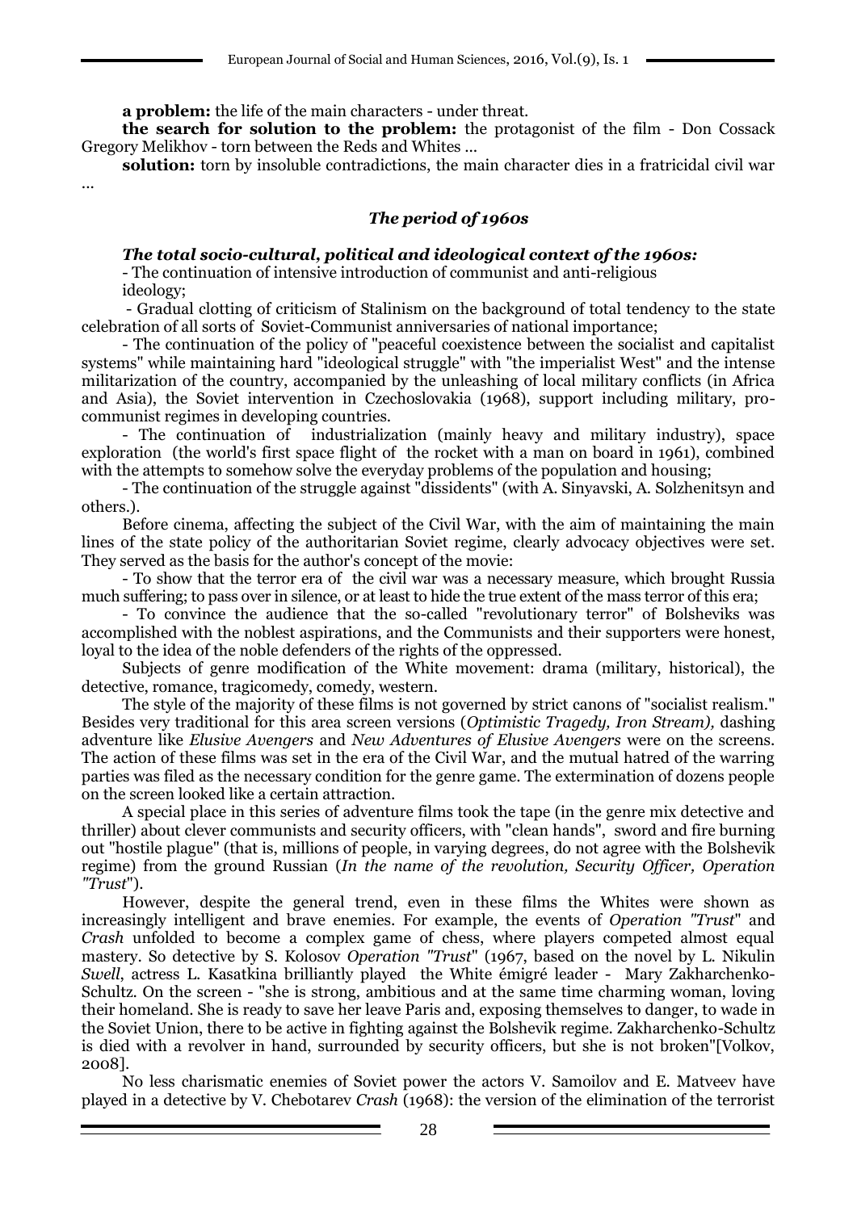**a problem:** the life of the main characters - under threat.

**the search for solution to the problem:** the protagonist of the film - Don Cossack Gregory Melikhov - torn between the Reds and Whites ...

**solution:** torn by insoluble contradictions, the main character dies in a fratricidal civil war ...

### *The period of 1960s*

***The total socio-cultural, political and ideological context of the 1960s:***

- The continuation of intensive introduction of communist and anti-religious ideology;
- Gradual clotting of criticism of Stalinism on the background of total tendency to the state celebration of all sorts of Soviet-Communist anniversaries of national importance;
- The continuation of the policy of "peaceful coexistence between the socialist and capitalist systems" while maintaining hard "ideological struggle" with "the imperialist West" and the intense militarization of the country, accompanied by the unleashing of local military conflicts (in Africa and Asia), the Soviet intervention in Czechoslovakia (1968), support including military, pro-communist regimes in developing countries.
- The continuation of industrialization (mainly heavy and military industry), space exploration (the world's first space flight of the rocket with a man on board in 1961), combined with the attempts to somehow solve the everyday problems of the population and housing;
- The continuation of the struggle against "dissidents" (with A. Sinyavski, A. Solzhenitsyn and others.).

Before cinema, affecting the subject of the Civil War, with the aim of maintaining the main lines of the state policy of the authoritarian Soviet regime, clearly advocacy objectives were set. They served as the basis for the author's concept of the movie:

- To show that the terror era of the civil war was a necessary measure, which brought Russia much suffering; to pass over in silence, or at least to hide the true extent of the mass terror of this era;
- To convince the audience that the so-called "revolutionary terror" of Bolsheviks was accomplished with the noblest aspirations, and the Communists and their supporters were honest, loyal to the idea of the noble defenders of the rights of the oppressed.

Subjects of genre modification of the White movement: drama (military, historical), the detective, romance, tragicomedy, comedy, western.

The style of the majority of these films is not governed by strict canons of "socialist realism." Besides very traditional for this area screen versions (*Optimistic Tragedy, Iron Stream),* dashing adventure like *Elusive Avengers* and *New Adventures of Elusive Avengers* were on the screens. The action of these films was set in the era of the Civil War, and the mutual hatred of the warring parties was filed as the necessary condition for the genre game. The extermination of dozens people on the screen looked like a certain attraction.

A special place in this series of adventure films took the tape (in the genre mix detective and thriller) about clever communists and security officers, with "clean hands", sword and fire burning out "hostile plague" (that is, millions of people, in varying degrees, do not agree with the Bolshevik regime) from the ground Russian (*In the name of the revolution, Security Officer, Operation "Trust"*).

However, despite the general trend, even in these films the Whites were shown as increasingly intelligent and brave enemies. For example, the events of *Operation "Trust"* and *Crash* unfolded to become a complex game of chess, where players competed almost equal mastery. So detective by S. Kolosov *Operation "Trust"* (1967, based on the novel by L. Nikulin *Swell*, actress L. Kasatkina brilliantly played the White émigré leader - Mary Zakharchenko-Schultz. On the screen - "she is strong, ambitious and at the same time charming woman, loving their homeland. She is ready to save her leave Paris and, exposing themselves to danger, to wade in the Soviet Union, there to be active in fighting against the Bolshevik regime. Zakharchenko-Schultz is died with a revolver in hand, surrounded by security officers, but she is not broken"[Volkov, 2008].

No less charismatic enemies of Soviet power the actors V. Samoilov and E. Matveev have played in a detective by V. Chebotarev *Crash* (1968): the version of the elimination of the terrorist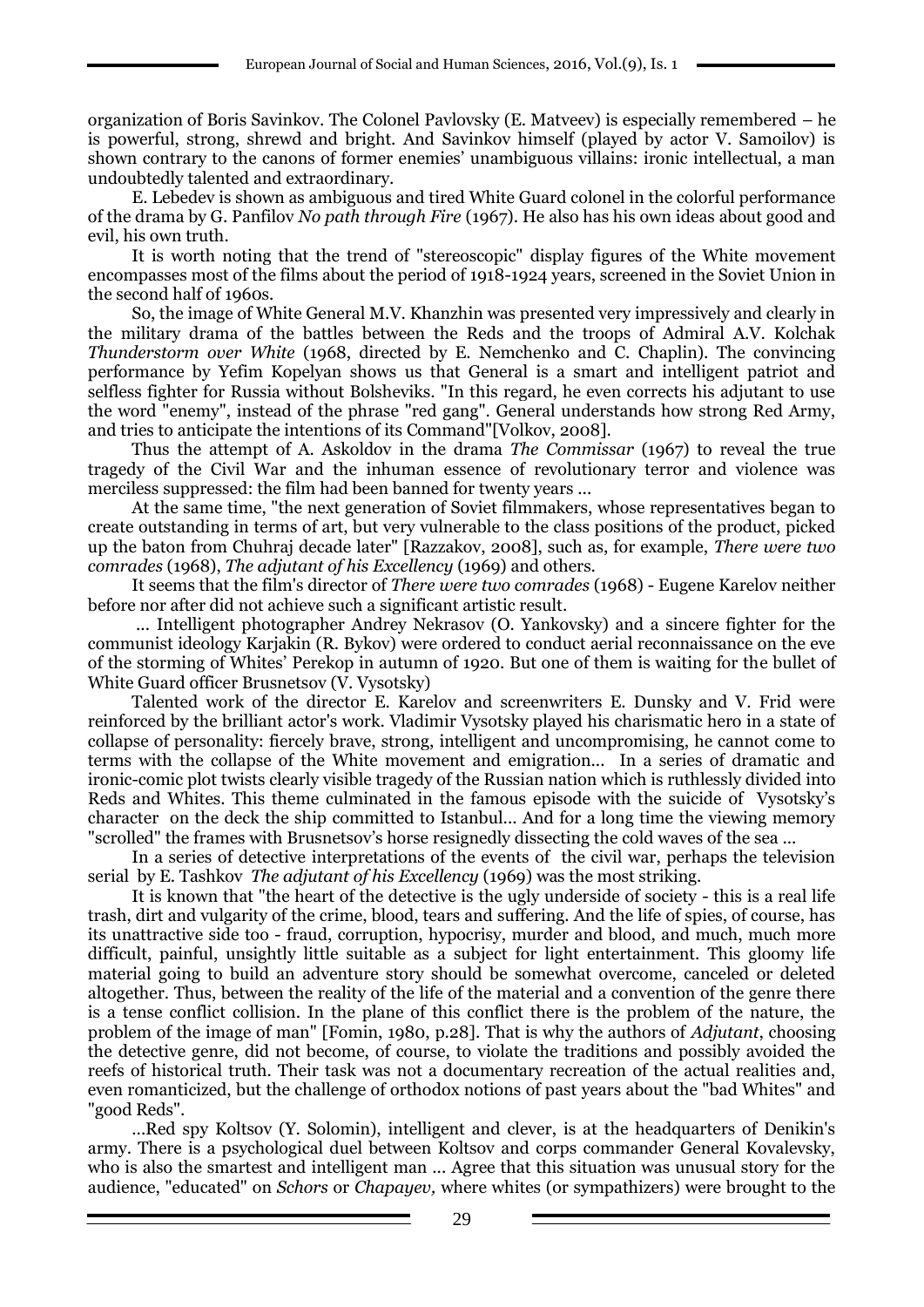organization of Boris Savinkov. The Colonel Pavlovsky (E. Matveev) is especially remembered – he is powerful, strong, shrewd and bright. And Savinkov himself (played by actor V. Samoilov) is shown contrary to the canons of former enemies' unambiguous villains: ironic intellectual, a man undoubtedly talented and extraordinary.

E. Lebedev is shown as ambiguous and tired White Guard colonel in the colorful performance of the drama by G. Panfilov *No path through Fire* (1967). He also has his own ideas about good and evil, his own truth.

It is worth noting that the trend of "stereoscopic" display figures of the White movement encompasses most of the films about the period of 1918-1924 years, screened in the Soviet Union in the second half of 1960s.

So, the image of White General M.V. Khanzhin was presented very impressively and clearly in the military drama of the battles between the Reds and the troops of Admiral A.V. Kolchak *Thunderstorm over White* (1968, directed by E. Nemchenko and C. Chaplin). The convincing performance by Yefim Kopelyan shows us that General is a smart and intelligent patriot and selfless fighter for Russia without Bolsheviks. "In this regard, he even corrects his adjutant to use the word "enemy", instead of the phrase "red gang". General understands how strong Red Army, and tries to anticipate the intentions of its Command"[Volkov, 2008].

Thus the attempt of A. Askoldov in the drama *The Commissar* (1967) to reveal the true tragedy of the Civil War and the inhuman essence of revolutionary terror and violence was merciless suppressed: the film had been banned for twenty years ...

At the same time, "the next generation of Soviet filmmakers, whose representatives began to create outstanding in terms of art, but very vulnerable to the class positions of the product, picked up the baton from Chuhraj decade later" [Razzakov, 2008], such as, for example, *There were two comrades* (1968), *The adjutant of his Excellency* (1969) and others.

It seems that the film's director of *There were two comrades* (1968) - Eugene Karelov neither before nor after did not achieve such a significant artistic result.

... Intelligent photographer Andrey Nekrasov (O. Yankovsky) and a sincere fighter for the communist ideology Karjakin (R. Bykov) were ordered to conduct aerial reconnaissance on the eve of the storming of Whites' Perekop in autumn of 1920. But one of them is waiting for the bullet of White Guard officer Brusnetsov (V. Vysotsky)

Talented work of the director E. Karelov and screenwriters E. Dunsky and V. Frid were reinforced by the brilliant actor's work. Vladimir Vysotsky played his charismatic hero in a state of collapse of personality: fiercely brave, strong, intelligent and uncompromising, he cannot come to terms with the collapse of the White movement and emigration... In a series of dramatic and ironic-comic plot twists clearly visible tragedy of the Russian nation which is ruthlessly divided into Reds and Whites. This theme culminated in the famous episode with the suicide of Vysotsky's character on the deck the ship committed to Istanbul... And for a long time the viewing memory "scrolled" the frames with Brusnetsov's horse resignedly dissecting the cold waves of the sea ...

In a series of detective interpretations of the events of the civil war, perhaps the television serial by E. Tashkov *The adjutant of his Excellency* (1969) was the most striking.

It is known that "the heart of the detective is the ugly underside of society - this is a real life trash, dirt and vulgarity of the crime, blood, tears and suffering. And the life of spies, of course, has its unattractive side too - fraud, corruption, hypocrisy, murder and blood, and much, much more difficult, painful, unsightly little suitable as a subject for light entertainment. This gloomy life material going to build an adventure story should be somewhat overcome, canceled or deleted altogether. Thus, between the reality of the life of the material and a convention of the genre there is a tense conflict collision. In the plane of this conflict there is the problem of the nature, the problem of the image of man" [Fomin, 1980, p.28]. That is why the authors of *Adjutant*, choosing the detective genre, did not become, of course, to violate the traditions and possibly avoided the reefs of historical truth. Their task was not a documentary recreation of the actual realities and, even romanticized, but the challenge of orthodox notions of past years about the "bad Whites" and "good Reds".

...Red spy Koltsov (Y. Solomin), intelligent and clever, is at the headquarters of Denikin's army. There is a psychological duel between Koltsov and corps commander General Kovalevsky, who is also the smartest and intelligent man ... Agree that this situation was unusual story for the audience, "educated" on *Schors* or *Chapayev,* where whites (or sympathizers) were brought to the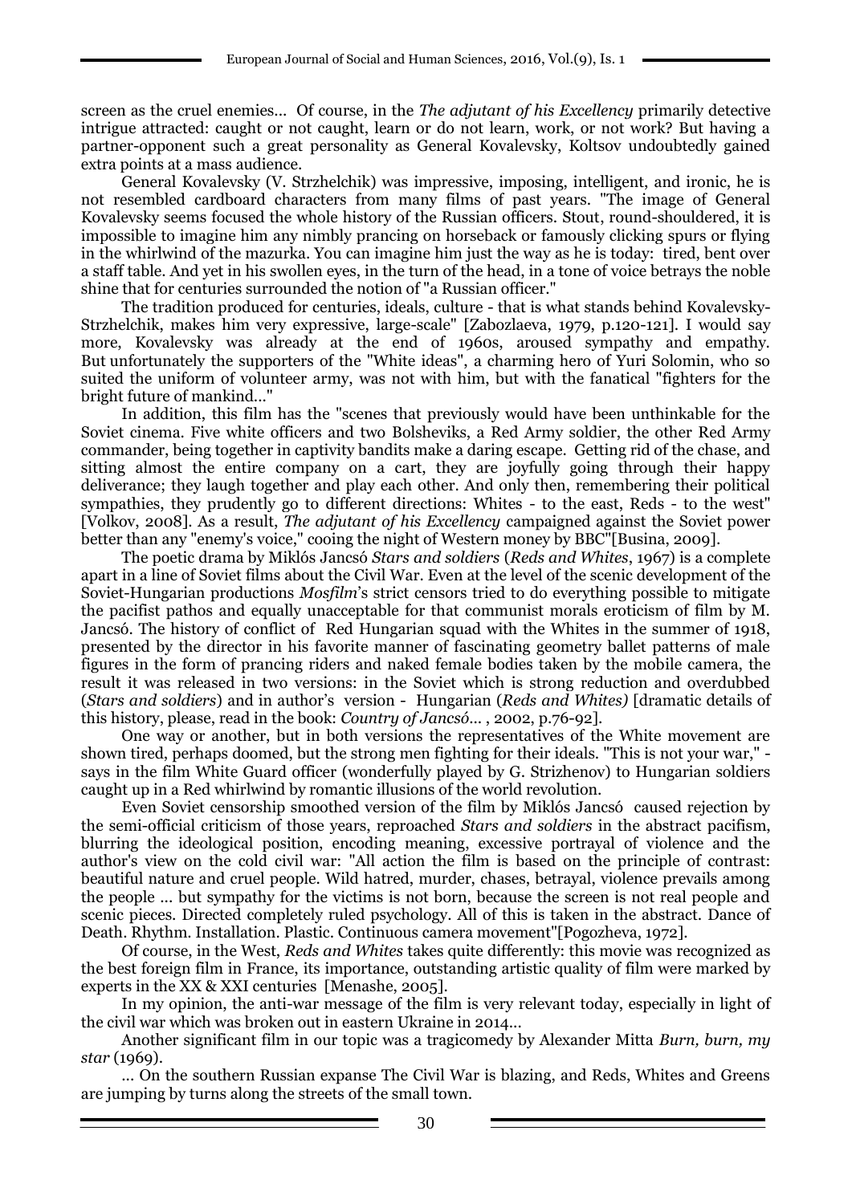screen as the cruel enemies... Of course, in the *The adjutant of his Excellency* primarily detective intrigue attracted: caught or not caught, learn or do not learn, work, or not work? But having a partner-opponent such a great personality as General Kovalevsky, Koltsov undoubtedly gained extra points at a mass audience.

General Kovalevsky (V. Strzhelchik) was impressive, imposing, intelligent, and ironic, he is not resembled cardboard characters from many films of past years. "The image of General Kovalevsky seems focused the whole history of the Russian officers. Stout, round-shouldered, it is impossible to imagine him any nimbly prancing on horseback or famously clicking spurs or flying in the whirlwind of the mazurka. You can imagine him just the way as he is today: tired, bent over a staff table. And yet in his swollen eyes, in the turn of the head, in a tone of voice betrays the noble shine that for centuries surrounded the notion of "a Russian officer."

The tradition produced for centuries, ideals, culture - that is what stands behind Kovalevsky-Strzhelchik, makes him very expressive, large-scale" [Zabozlaeva, 1979, p.120-121]. I would say more, Kovalevsky was already at the end of 1960s, aroused sympathy and empathy. But unfortunately the supporters of the "White ideas", a charming hero of Yuri Solomin, who so suited the uniform of volunteer army, was not with him, but with the fanatical "fighters for the bright future of mankind..."

In addition, this film has the "scenes that previously would have been unthinkable for the Soviet cinema. Five white officers and two Bolsheviks, a Red Army soldier, the other Red Army commander, being together in captivity bandits make a daring escape. Getting rid of the chase, and sitting almost the entire company on a cart, they are joyfully going through their happy deliverance; they laugh together and play each other. And only then, remembering their political sympathies, they prudently go to different directions: Whites - to the east, Reds - to the west" [Volkov, 2008]. As a result, *The adjutant of his Excellency* campaigned against the Soviet power better than any "enemy's voice," cooing the night of Western money by BBC"[Busina, 2009].

The poetic drama by Miklós Jancsó *Stars and soldiers* (*Reds and Whites*, 1967) is a complete apart in a line of Soviet films about the Civil War. Even at the level of the scenic development of the Soviet-Hungarian productions *Mosfilm*'s strict censors tried to do everything possible to mitigate the pacifist pathos and equally unacceptable for that communist morals eroticism of film by M. Jancsó. The history of conflict of Red Hungarian squad with the Whites in the summer of 1918, presented by the director in his favorite manner of fascinating geometry ballet patterns of male figures in the form of prancing riders and naked female bodies taken by the mobile camera, the result it was released in two versions: in the Soviet which is strong reduction and overdubbed (*Stars and soldiers*) and in author's version - Hungarian (*Reds and Whites)* [dramatic details of this history, please, read in the book: *Country of Jancsó...* , 2002, p.76-92].

One way or another, but in both versions the representatives of the White movement are shown tired, perhaps doomed, but the strong men fighting for their ideals. "This is not your war," - says in the film White Guard officer (wonderfully played by G. Strizhenov) to Hungarian soldiers caught up in a Red whirlwind by romantic illusions of the world revolution.

Even Soviet censorship smoothed version of the film by Miklós Jancsó caused rejection by the semi-official criticism of those years, reproached *Stars and soldiers* in the abstract pacifism, blurring the ideological position, encoding meaning, excessive portrayal of violence and the author's view on the cold civil war: "All action the film is based on the principle of contrast: beautiful nature and cruel people. Wild hatred, murder, chases, betrayal, violence prevails among the people ... but sympathy for the victims is not born, because the screen is not real people and scenic pieces. Directed completely ruled psychology. All of this is taken in the abstract. Dance of Death. Rhythm. Installation. Plastic. Continuous camera movement"[Pogozheva, 1972].

Of course, in the West, *Reds and Whites* takes quite differently: this movie was recognized as the best foreign film in France, its importance, outstanding artistic quality of film were marked by experts in the XX & XXI centuries [Menashe, 2005].

In my opinion, the anti-war message of the film is very relevant today, especially in light of the civil war which was broken out in eastern Ukraine in 2014...

Another significant film in our topic was a tragicomedy by Alexander Mitta *Burn, burn, my star* (1969).

... On the southern Russian expanse The Civil War is blazing, and Reds, Whites and Greens are jumping by turns along the streets of the small town.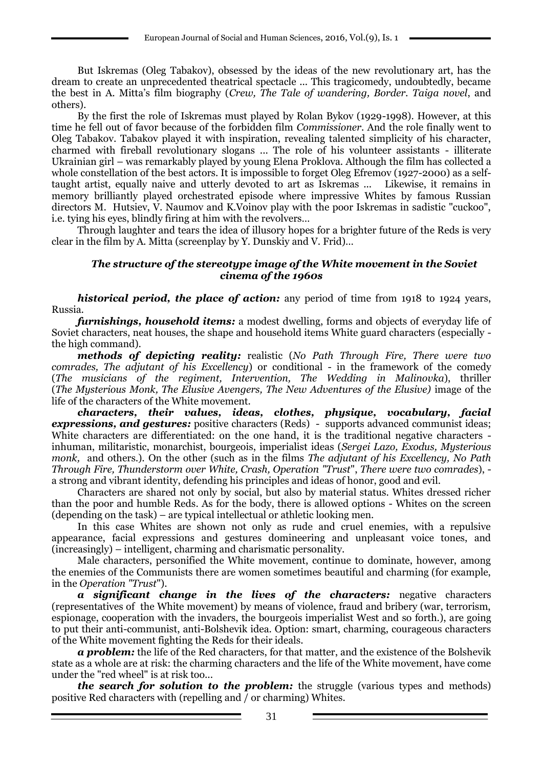But Iskremas (Oleg Tabakov), obsessed by the ideas of the new revolutionary art, has the dream to create an unprecedented theatrical spectacle ... This tragicomedy, undoubtedly, became the best in A. Mitta's film biography (*Crew, The Tale of wandering, Border. Taiga novel*, and others).

By the first the role of Iskremas must played by Rolan Bykov (1929-1998). However, at this time he fell out of favor because of the forbidden film *Commissioner*. And the role finally went to Oleg Tabakov. Tabakov played it with inspiration, revealing talented simplicity of his character, charmed with fireball revolutionary slogans ... The role of his volunteer assistants - illiterate Ukrainian girl – was remarkably played by young Elena Proklova. Although the film has collected a whole constellation of the best actors. It is impossible to forget Oleg Efremov (1927-2000) as a self-taught artist, equally naive and utterly devoted to art as Iskremas ... Likewise, it remains in memory brilliantly played orchestrated episode where impressive Whites by famous Russian directors M. Hutsiev, V. Naumov and K.Voinov play with the poor Iskremas in sadistic "cuckoo", i.e. tying his eyes, blindly firing at him with the revolvers...

Through laughter and tears the idea of illusory hopes for a brighter future of the Reds is very clear in the film by A. Mitta (screenplay by Y. Dunskiy and V. Frid)...

### *The structure of the stereotype image of the White movement in the Soviet cinema of the 1960s*

***historical period, the place of action:*** any period of time from 1918 to 1924 years, Russia.

***furnishings, household items:*** a modest dwelling, forms and objects of everyday life of Soviet characters, neat houses, the shape and household items White guard characters (especially - the high command).

***methods of depicting reality:*** realistic (*No Path Through Fire, There were two comrades, The adjutant of his Excellency*) or conditional - in the framework of the comedy (*The musicians of the regiment, Intervention, The Wedding in Malinovka*), thriller (*The Mysterious Monk, The Elusive Avengers, The New Adventures of the Elusive)* image of the life of the characters of the White movement.

***characters, their values, ideas, clothes, physique, vocabulary, facial expressions, and gestures:*** positive characters (Reds) - supports advanced communist ideas; White characters are differentiated: on the one hand, it is the traditional negative characters - inhuman, militaristic, monarchist, bourgeois, imperialist ideas (*Sergei Lazo, Exodus, Mysterious monk,* and others.). On the other (such as in the films *The adjutant of his Excellency, No Path Through Fire, Thunderstorm over White, Crash, Operation "Trust", There were two comrades*), - a strong and vibrant identity, defending his principles and ideas of honor, good and evil.

Characters are shared not only by social, but also by material status. Whites dressed richer than the poor and humble Reds. As for the body, there is allowed options - Whites on the screen (depending on the task) – are typical intellectual or athletic looking men.

In this case Whites are shown not only as rude and cruel enemies, with a repulsive appearance, facial expressions and gestures domineering and unpleasant voice tones, and (increasingly) – intelligent, charming and charismatic personality.

Male characters, personified the White movement, continue to dominate, however, among the enemies of the Communists there are women sometimes beautiful and charming (for example, in the *Operation "Trust"*).

***a significant change in the lives of the characters:*** negative characters (representatives of the White movement) by means of violence, fraud and bribery (war, terrorism, espionage, cooperation with the invaders, the bourgeois imperialist West and so forth.), are going to put their anti-communist, anti-Bolshevik idea. Option: smart, charming, courageous characters of the White movement fighting the Reds for their ideals.

***a problem:*** the life of the Red characters, for that matter, and the existence of the Bolshevik state as a whole are at risk: the charming characters and the life of the White movement, have come under the "red wheel" is at risk too...

***the search for solution to the problem:*** the struggle (various types and methods) positive Red characters with (repelling and / or charming) Whites.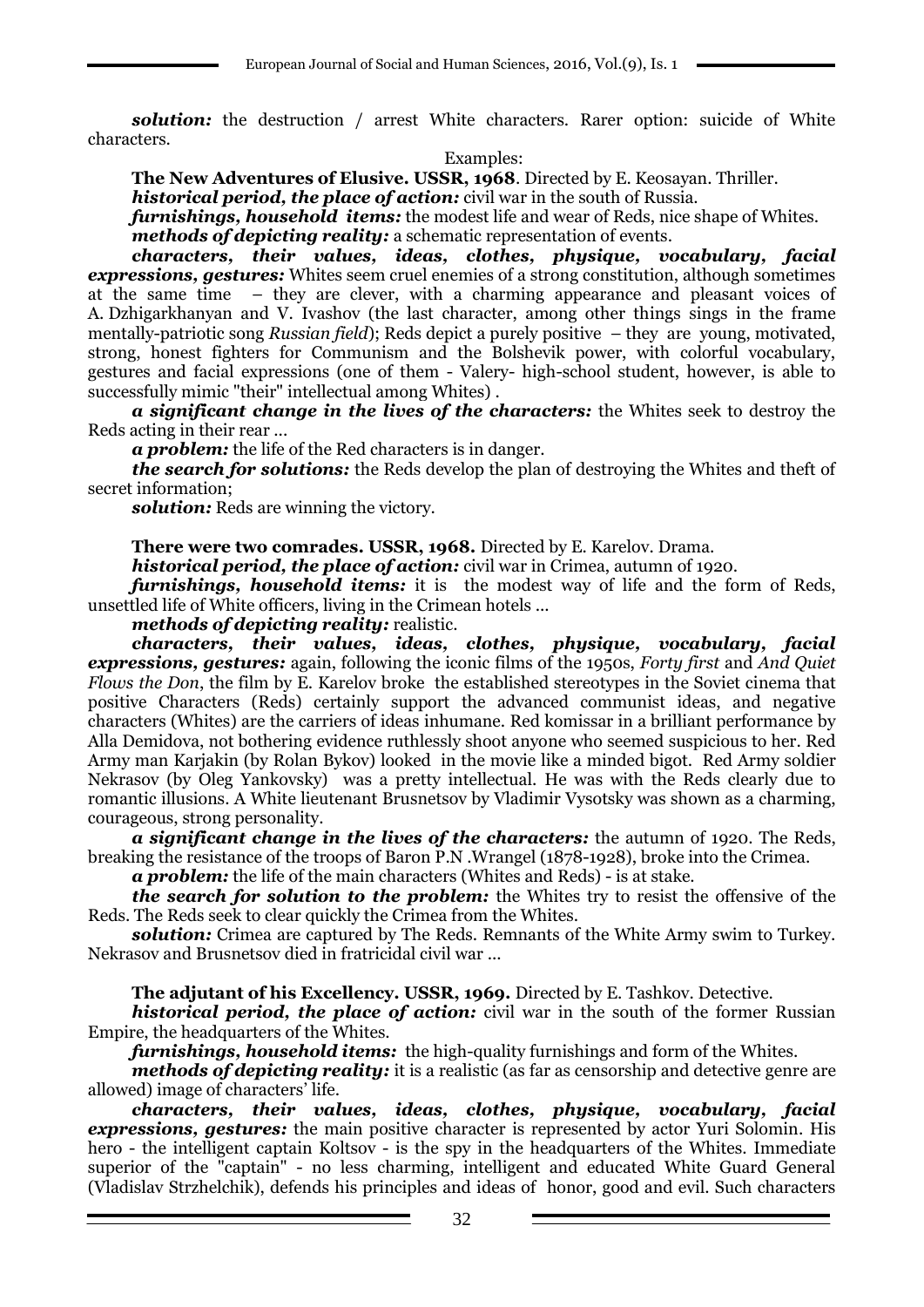***solution:*** the destruction / arrest White characters. Rarer option: suicide of White characters.

Examples:

**The New Adventures of Elusive. USSR, 1968**. Directed by E. Keosayan. Thriller.

***historical period, the place of action:*** civil war in the south of Russia.

***furnishings, household items:*** the modest life and wear of Reds, nice shape of Whites.

***methods of depicting reality:*** a schematic representation of events.

***characters, their values, ideas, clothes, physique, vocabulary, facial expressions, gestures:*** Whites seem cruel enemies of a strong constitution, although sometimes at the same time – they are clever, with a charming appearance and pleasant voices of A. Dzhigarkhanyan and V. Ivashov (the last character, among other things sings in the frame mentally-patriotic song *Russian field*); Reds depict a purely positive – they are young, motivated, strong, honest fighters for Communism and the Bolshevik power, with colorful vocabulary, gestures and facial expressions (one of them - Valery- high-school student, however, is able to successfully mimic "their" intellectual among Whites) .

***a significant change in the lives of the characters:*** the Whites seek to destroy the Reds acting in their rear ...

***a problem:*** the life of the Red characters is in danger.

***the search for solutions:*** the Reds develop the plan of destroying the Whites and theft of secret information;

***solution:*** Reds are winning the victory.

**There were two comrades. USSR, 1968.** Directed by E. Karelov. Drama.

***historical period, the place of action:*** civil war in Crimea, autumn of 1920.

***furnishings, household items:*** it is the modest way of life and the form of Reds, unsettled life of White officers, living in the Crimean hotels ...

***methods of depicting reality:*** realistic.

***characters, their values, ideas, clothes, physique, vocabulary, facial expressions, gestures:*** again, following the iconic films of the 1950s, *Forty first* and *And Quiet Flows the Don*, the film by E. Karelov broke the established stereotypes in the Soviet cinema that positive Characters (Reds) certainly support the advanced communist ideas, and negative characters (Whites) are the carriers of ideas inhumane. Red komissar in a brilliant performance by Alla Demidova, not bothering evidence ruthlessly shoot anyone who seemed suspicious to her. Red Army man Karjakin (by Rolan Bykov) looked in the movie like a minded bigot. Red Army soldier Nekrasov (by Oleg Yankovsky) was a pretty intellectual. He was with the Reds clearly due to romantic illusions. A White lieutenant Brusnetsov by Vladimir Vysotsky was shown as a charming, courageous, strong personality.

***a significant change in the lives of the characters:*** the autumn of 1920. The Reds, breaking the resistance of the troops of Baron P.N .Wrangel (1878-1928), broke into the Crimea.

***a problem:*** the life of the main characters (Whites and Reds) - is at stake.

***the search for solution to the problem:*** the Whites try to resist the offensive of the Reds. The Reds seek to clear quickly the Crimea from the Whites.

***solution:*** Crimea are captured by The Reds. Remnants of the White Army swim to Turkey. Nekrasov and Brusnetsov died in fratricidal civil war ...

**The adjutant of his Excellency. USSR, 1969.** Directed by E. Tashkov. Detective.

***historical period, the place of action:*** civil war in the south of the former Russian Empire, the headquarters of the Whites.

***furnishings, household items:*** the high-quality furnishings and form of the Whites.

***methods of depicting reality:*** it is a realistic (as far as censorship and detective genre are allowed) image of characters' life.

***characters, their values, ideas, clothes, physique, vocabulary, facial expressions, gestures:*** the main positive character is represented by actor Yuri Solomin. His hero - the intelligent captain Koltsov - is the spy in the headquarters of the Whites. Immediate superior of the "captain" - no less charming, intelligent and educated White Guard General (Vladislav Strzhelchik), defends his principles and ideas of honor, good and evil. Such characters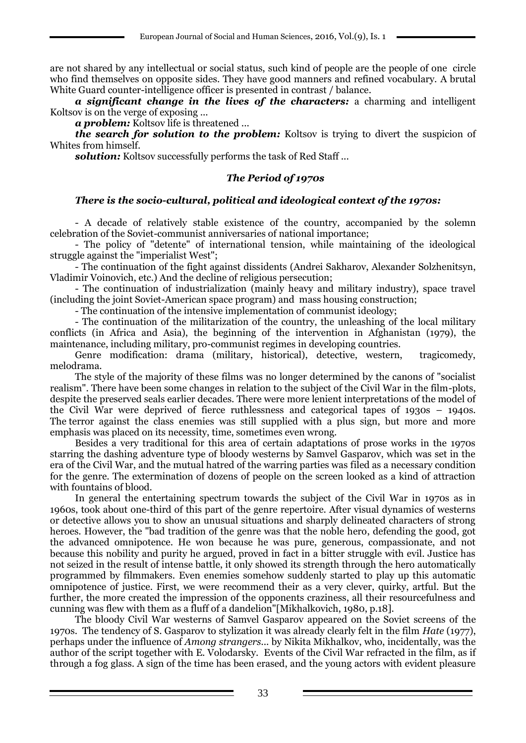are not shared by any intellectual or social status, such kind of people are the people of one circle who find themselves on opposite sides. They have good manners and refined vocabulary. A brutal White Guard counter-intelligence officer is presented in contrast / balance.

***a significant change in the lives of the characters:*** a charming and intelligent Koltsov is on the verge of exposing ...

***a problem:*** Koltsov life is threatened ...

***the search for solution to the problem:*** Koltsov is trying to divert the suspicion of Whites from himself.

***solution:*** Koltsov successfully performs the task of Red Staff ...

### *The Period of 1970s*

#### *There is the socio-cultural, political and ideological context of the 1970s:*

- A decade of relatively stable existence of the country, accompanied by the solemn celebration of the Soviet-communist anniversaries of national importance;
- The policy of "detente" of international tension, while maintaining of the ideological struggle against the "imperialist West";
- The continuation of the fight against dissidents (Andrei Sakharov, Alexander Solzhenitsyn, Vladimir Voinovich, etc.) And the decline of religious persecution;
- The continuation of industrialization (mainly heavy and military industry), space travel (including the joint Soviet-American space program) and mass housing construction;
- The continuation of the intensive implementation of communist ideology;
- The continuation of the militarization of the country, the unleashing of the local military conflicts (in Africa and Asia), the beginning of the intervention in Afghanistan (1979), the maintenance, including military, pro-communist regimes in developing countries.

Genre modification: drama (military, historical), detective, western, tragicomedy, melodrama.

The style of the majority of these films was no longer determined by the canons of "socialist realism". There have been some changes in relation to the subject of the Civil War in the film-plots, despite the preserved seals earlier decades. There were more lenient interpretations of the model of the Civil War were deprived of fierce ruthlessness and categorical tapes of 1930s – 1940s. The terror against the class enemies was still supplied with a plus sign, but more and more emphasis was placed on its necessity, time, sometimes even wrong.

Besides a very traditional for this area of certain adaptations of prose works in the 1970s starring the dashing adventure type of bloody westerns by Samvel Gasparov, which was set in the era of the Civil War, and the mutual hatred of the warring parties was filed as a necessary condition for the genre. The extermination of dozens of people on the screen looked as a kind of attraction with fountains of blood.

In general the entertaining spectrum towards the subject of the Civil War in 1970s as in 1960s, took about one-third of this part of the genre repertoire. After visual dynamics of westerns or detective allows you to show an unusual situations and sharply delineated characters of strong heroes. However, the "bad tradition of the genre was that the noble hero, defending the good, got the advanced omnipotence. He won because he was pure, generous, compassionate, and not because this nobility and purity he argued, proved in fact in a bitter struggle with evil. Justice has not seized in the result of intense battle, it only showed its strength through the hero automatically programmed by filmmakers. Even enemies somehow suddenly started to play up this automatic omnipotence of justice. First, we were recommend their as a very clever, quirky, artful. But the further, the more created the impression of the opponents craziness, all their resourcefulness and cunning was flew with them as a fluff of a dandelion"[Mikhalkovich, 1980, p.18].

The bloody Civil War westerns of Samvel Gasparov appeared on the Soviet screens of the 1970s. The tendency of S. Gasparov to stylization it was already clearly felt in the film *Hate* (1977), perhaps under the influence of *Among strangers*... by Nikita Mikhalkov, who, incidentally, was the author of the script together with E. Volodarsky. Events of the Civil War refracted in the film, as if through a fog glass. A sign of the time has been erased, and the young actors with evident pleasure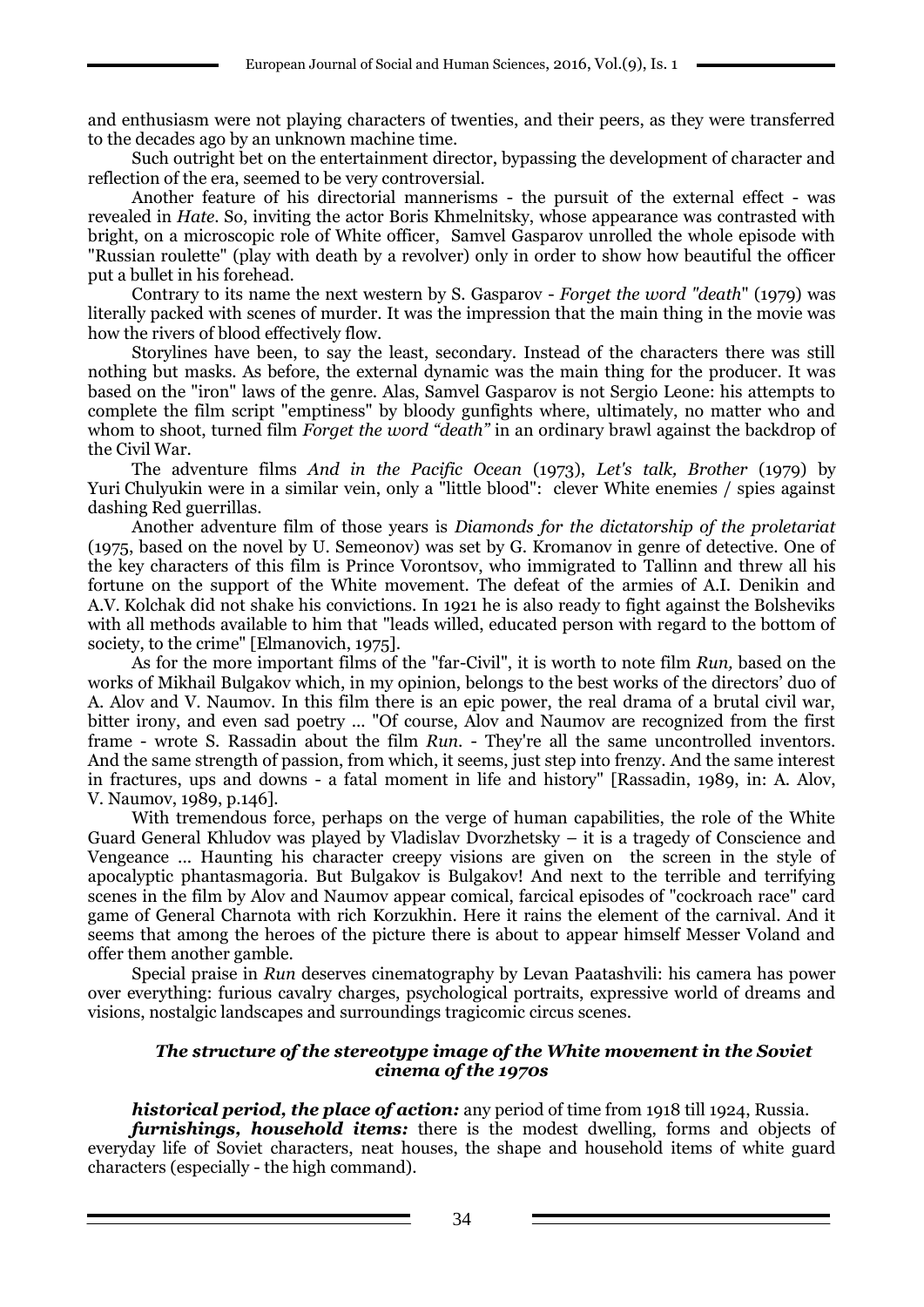and enthusiasm were not playing characters of twenties, and their peers, as they were transferred to the decades ago by an unknown machine time.

Such outright bet on the entertainment director, bypassing the development of character and reflection of the era, seemed to be very controversial.

Another feature of his directorial mannerisms - the pursuit of the external effect - was revealed in *Hate*. So, inviting the actor Boris Khmelnitsky, whose appearance was contrasted with bright, on a microscopic role of White officer, Samvel Gasparov unrolled the whole episode with "Russian roulette" (play with death by a revolver) only in order to show how beautiful the officer put a bullet in his forehead.

Contrary to its name the next western by S. Gasparov - *Forget the word "death*" (1979) was literally packed with scenes of murder. It was the impression that the main thing in the movie was how the rivers of blood effectively flow.

Storylines have been, to say the least, secondary. Instead of the characters there was still nothing but masks. As before, the external dynamic was the main thing for the producer. It was based on the "iron" laws of the genre. Alas, Samvel Gasparov is not Sergio Leone: his attempts to complete the film script "emptiness" by bloody gunfights where, ultimately, no matter who and whom to shoot, turned film *Forget the word "death"* in an ordinary brawl against the backdrop of the Civil War.

The adventure films *And in the Pacific Ocean* (1973), *Let's talk, Brother* (1979) by Yuri Chulyukin were in a similar vein, only a "little blood": clever White enemies / spies against dashing Red guerrillas.

Another adventure film of those years is *Diamonds for the dictatorship of the proletariat* (1975, based on the novel by U. Semeonov) was set by G. Kromanov in genre of detective. One of the key characters of this film is Prince Vorontsov, who immigrated to Tallinn and threw all his fortune on the support of the White movement. The defeat of the armies of A.I. Denikin and A.V. Kolchak did not shake his convictions. In 1921 he is also ready to fight against the Bolsheviks with all methods available to him that "leads willed, educated person with regard to the bottom of society, to the crime" [Elmanovich, 1975].

As for the more important films of the "far-Civil", it is worth to note film *Run,* based on the works of Mikhail Bulgakov which, in my opinion, belongs to the best works of the directors' duo of A. Alov and V. Naumov. In this film there is an epic power, the real drama of a brutal civil war, bitter irony, and even sad poetry ... "Of course, Alov and Naumov are recognized from the first frame - wrote S. Rassadin about the film *Run*. - They're all the same uncontrolled inventors. And the same strength of passion, from which, it seems, just step into frenzy. And the same interest in fractures, ups and downs - a fatal moment in life and history" [Rassadin, 1989, in: A. Alov, V. Naumov, 1989, p.146].

With tremendous force, perhaps on the verge of human capabilities, the role of the White Guard General Khludov was played by Vladislav Dvorzhetsky – it is a tragedy of Conscience and Vengeance ... Haunting his character creepy visions are given on the screen in the style of apocalyptic phantasmagoria. But Bulgakov is Bulgakov! And next to the terrible and terrifying scenes in the film by Alov and Naumov appear comical, farcical episodes of "cockroach race" card game of General Charnota with rich Korzukhin. Here it rains the element of the carnival. And it seems that among the heroes of the picture there is about to appear himself Messer Voland and offer them another gamble.

Special praise in *Run* deserves cinematography by Levan Paatashvili: his camera has power over everything: furious cavalry charges, psychological portraits, expressive world of dreams and visions, nostalgic landscapes and surroundings tragicomic circus scenes.

### *The structure of the stereotype image of the White movement in the Soviet cinema of the 1970s*

***historical period, the place of action:*** any period of time from 1918 till 1924, Russia.

***furnishings, household items:*** there is the modest dwelling, forms and objects of everyday life of Soviet characters, neat houses, the shape and household items of white guard characters (especially - the high command).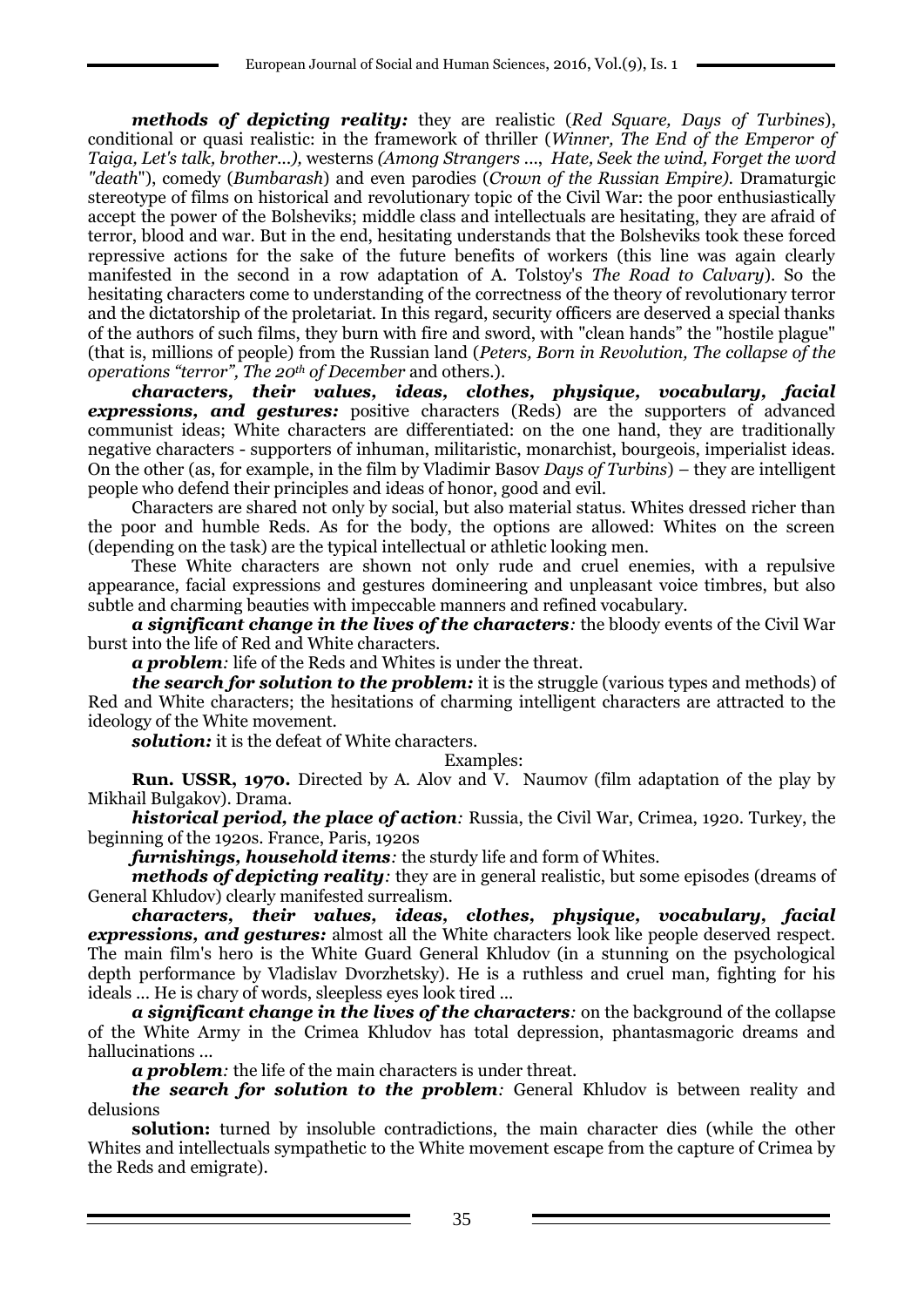***methods of depicting reality:*** they are realistic (*Red Square, Days of Turbines*), conditional or quasi realistic: in the framework of thriller (*Winner, The End of the Emperor of Taiga, Let's talk, brother...),* westerns *(Among Strangers ...*, *Hate, Seek the wind, Forget the word "death*"), comedy (*Bumbarash*) and even parodies (*Crown of the Russian Empire).* Dramaturgic stereotype of films on historical and revolutionary topic of the Civil War: the poor enthusiastically accept the power of the Bolsheviks; middle class and intellectuals are hesitating, they are afraid of terror, blood and war. But in the end, hesitating understands that the Bolsheviks took these forced repressive actions for the sake of the future benefits of workers (this line was again clearly manifested in the second in a row adaptation of A. Tolstoy's *The Road to Calvary*). So the hesitating characters come to understanding of the correctness of the theory of revolutionary terror and the dictatorship of the proletariat. In this regard, security officers are deserved a special thanks of the authors of such films, they burn with fire and sword, with "clean hands" the "hostile plague" (that is, millions of people) from the Russian land (*Peters, Born in Revolution, The collapse of the operations "terror", The 20th of December* and others.).

***characters, their values, ideas, clothes, physique, vocabulary, facial expressions, and gestures:*** positive characters (Reds) are the supporters of advanced communist ideas; White characters are differentiated: on the one hand, they are traditionally negative characters - supporters of inhuman, militaristic, monarchist, bourgeois, imperialist ideas. On the other (as, for example, in the film by Vladimir Basov *Days of Turbins*) – they are intelligent people who defend their principles and ideas of honor, good and evil.

Characters are shared not only by social, but also material status. Whites dressed richer than the poor and humble Reds. As for the body, the options are allowed: Whites on the screen (depending on the task) are the typical intellectual or athletic looking men.

These White characters are shown not only rude and cruel enemies, with a repulsive appearance, facial expressions and gestures domineering and unpleasant voice timbres, but also subtle and charming beauties with impeccable manners and refined vocabulary.

***a significant change in the lives of the characters****:* the bloody events of the Civil War burst into the life of Red and White characters.

***a problem****:* life of the Reds and Whites is under the threat.

***the search for solution to the problem:*** it is the struggle (various types and methods) of Red and White characters; the hesitations of charming intelligent characters are attracted to the ideology of the White movement.

***solution:*** it is the defeat of White characters.

Examples:

**Run. USSR, 1970.** Directed by A. Alov and V. Naumov (film adaptation of the play by Mikhail Bulgakov). Drama.

***historical period, the place of action****:* Russia, the Civil War, Crimea, 1920. Turkey, the beginning of the 1920s. France, Paris, 1920s

***furnishings, household items****:* the sturdy life and form of Whites.

***methods of depicting reality****:* they are in general realistic, but some episodes (dreams of General Khludov) clearly manifested surrealism.

***characters, their values, ideas, clothes, physique, vocabulary, facial expressions, and gestures:*** almost all the White characters look like people deserved respect. The main film's hero is the White Guard General Khludov (in a stunning on the psychological depth performance by Vladislav Dvorzhetsky). He is a ruthless and cruel man, fighting for his ideals ... He is chary of words, sleepless eyes look tired ...

***a significant change in the lives of the characters****:* on the background of the collapse of the White Army in the Crimea Khludov has total depression, phantasmagoric dreams and hallucinations ...

***a problem****:* the life of the main characters is under threat.

***the search for solution to the problem****:* General Khludov is between reality and delusions

**solution:** turned by insoluble contradictions, the main character dies (while the other Whites and intellectuals sympathetic to the White movement escape from the capture of Crimea by the Reds and emigrate).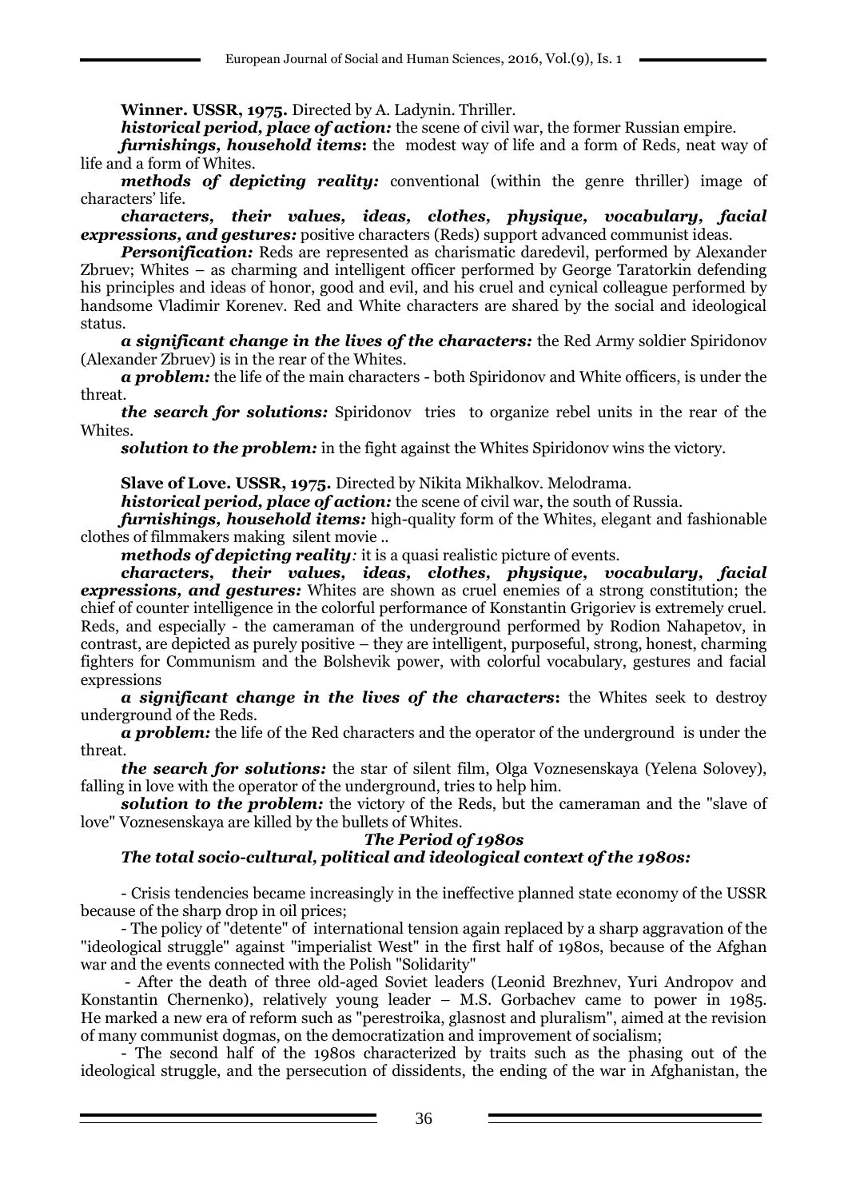**Winner. USSR, 1975.** Directed by A. Ladynin. Thriller.

***historical period, place of action:*** the scene of civil war, the former Russian empire.

***furnishings, household items*****:** the modest way of life and a form of Reds, neat way of life and a form of Whites.

***methods of depicting reality:*** conventional (within the genre thriller) image of characters' life.

***characters, their values, ideas, clothes, physique, vocabulary, facial expressions, and gestures:*** positive characters (Reds) support advanced communist ideas.

***Personification:*** Reds are represented as charismatic daredevil, performed by Alexander Zbruev; Whites – as charming and intelligent officer performed by George Taratorkin defending his principles and ideas of honor, good and evil, and his cruel and cynical colleague performed by handsome Vladimir Korenev. Red and White characters are shared by the social and ideological status.

***a significant change in the lives of the characters:*** the Red Army soldier Spiridonov (Alexander Zbruev) is in the rear of the Whites.

***a problem:*** the life of the main characters - both Spiridonov and White officers, is under the threat.

***the search for solutions:*** Spiridonov tries to organize rebel units in the rear of the Whites.

***solution to the problem:*** in the fight against the Whites Spiridonov wins the victory.

**Slave of Love. USSR, 1975.** Directed by Nikita Mikhalkov. Melodrama.

***historical period, place of action:*** the scene of civil war, the south of Russia.

***furnishings, household items:*** high-quality form of the Whites, elegant and fashionable clothes of filmmakers making silent movie ..

***methods of depicting reality:*** it is a quasi realistic picture of events.

***characters, their values, ideas, clothes, physique, vocabulary, facial expressions, and gestures:*** Whites are shown as cruel enemies of a strong constitution; the chief of counter intelligence in the colorful performance of Konstantin Grigoriev is extremely cruel. Reds, and especially - the cameraman of the underground performed by Rodion Nahapetov, in contrast, are depicted as purely positive – they are intelligent, purposeful, strong, honest, charming fighters for Communism and the Bolshevik power, with colorful vocabulary, gestures and facial expressions

***a significant change in the lives of the characters*****:** the Whites seek to destroy underground of the Reds.

***a problem:*** the life of the Red characters and the operator of the underground is under the threat.

***the search for solutions:*** the star of silent film, Olga Voznesenskaya (Yelena Solovey), falling in love with the operator of the underground, tries to help him.

***solution to the problem:*** the victory of the Reds, but the cameraman and the "slave of love" Voznesenskaya are killed by the bullets of Whites.

***The Period of 1980s***

***The total socio-cultural, political and ideological context of the 1980s:***

- Crisis tendencies became increasingly in the ineffective planned state economy of the USSR because of the sharp drop in oil prices;

- The policy of "detente" of international tension again replaced by a sharp aggravation of the "ideological struggle" against "imperialist West" in the first half of 1980s, because of the Afghan war and the events connected with the Polish "Solidarity"

- After the death of three old-aged Soviet leaders (Leonid Brezhnev, Yuri Andropov and Konstantin Chernenko), relatively young leader – M.S. Gorbachev came to power in 1985. He marked a new era of reform such as "perestroika, glasnost and pluralism", aimed at the revision of many communist dogmas, on the democratization and improvement of socialism;

- The second half of the 1980s characterized by traits such as the phasing out of the ideological struggle, and the persecution of dissidents, the ending of the war in Afghanistan, the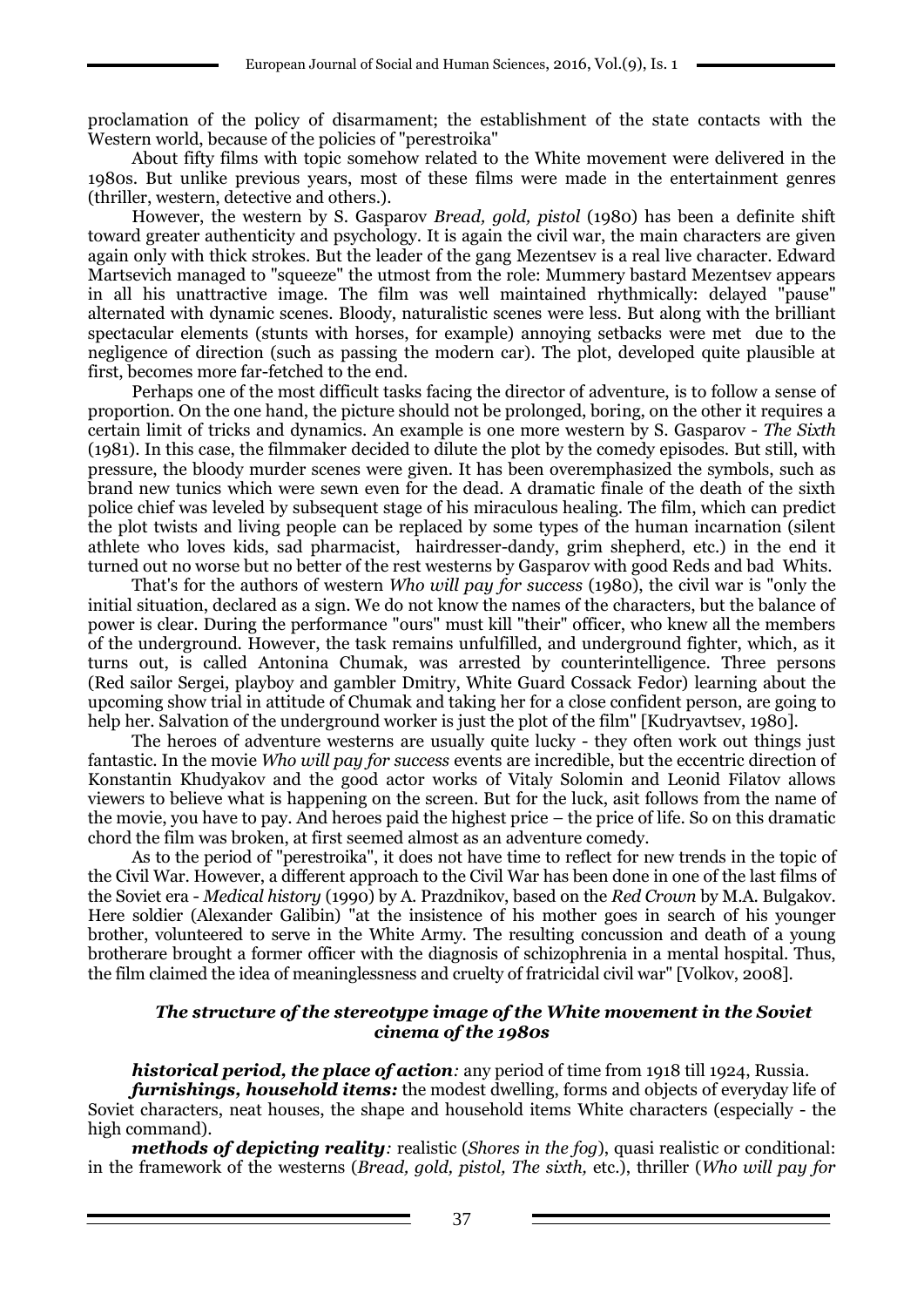proclamation of the policy of disarmament; the establishment of the state contacts with the Western world, because of the policies of "perestroika"

About fifty films with topic somehow related to the White movement were delivered in the 1980s. But unlike previous years, most of these films were made in the entertainment genres (thriller, western, detective and others.).

However, the western by S. Gasparov *Bread, gold, pistol* (1980) has been a definite shift toward greater authenticity and psychology. It is again the civil war, the main characters are given again only with thick strokes. But the leader of the gang Mezentsev is a real live character. Edward Martsevich managed to "squeeze" the utmost from the role: Mummery bastard Mezentsev appears in all his unattractive image. The film was well maintained rhythmically: delayed "pause" alternated with dynamic scenes. Bloody, naturalistic scenes were less. But along with the brilliant spectacular elements (stunts with horses, for example) annoying setbacks were met due to the negligence of direction (such as passing the modern car). The plot, developed quite plausible at first, becomes more far-fetched to the end.

Perhaps one of the most difficult tasks facing the director of adventure, is to follow a sense of proportion. On the one hand, the picture should not be prolonged, boring, on the other it requires a certain limit of tricks and dynamics. An example is one more western by S. Gasparov - *The Sixth* (1981). In this case, the filmmaker decided to dilute the plot by the comedy episodes. But still, with pressure, the bloody murder scenes were given. It has been overemphasized the symbols, such as brand new tunics which were sewn even for the dead. A dramatic finale of the death of the sixth police chief was leveled by subsequent stage of his miraculous healing. The film, which can predict the plot twists and living people can be replaced by some types of the human incarnation (silent athlete who loves kids, sad pharmacist, hairdresser-dandy, grim shepherd, etc.) in the end it turned out no worse but no better of the rest westerns by Gasparov with good Reds and bad Whits.

That's for the authors of western *Who will pay for success* (1980), the civil war is "only the initial situation, declared as a sign. We do not know the names of the characters, but the balance of power is clear. During the performance "ours" must kill "their" officer, who knew all the members of the underground. However, the task remains unfulfilled, and underground fighter, which, as it turns out, is called Antonina Chumak, was arrested by counterintelligence. Three persons (Red sailor Sergei, playboy and gambler Dmitry, White Guard Cossack Fedor) learning about the upcoming show trial in attitude of Chumak and taking her for a close confident person, are going to help her. Salvation of the underground worker is just the plot of the film" [Kudryavtsev, 1980].

The heroes of adventure westerns are usually quite lucky - they often work out things just fantastic. In the movie *Who will pay for success* events are incredible, but the eccentric direction of Konstantin Khudyakov and the good actor works of Vitaly Solomin and Leonid Filatov allows viewers to believe what is happening on the screen. But for the luck, asit follows from the name of the movie, you have to pay. And heroes paid the highest price – the price of life. So on this dramatic chord the film was broken, at first seemed almost as an adventure comedy.

As to the period of "perestroika", it does not have time to reflect for new trends in the topic of the Civil War. However, a different approach to the Civil War has been done in one of the last films of the Soviet era - *Medical history* (1990) by A. Prazdnikov, based on the *Red Crown* by M.A. Bulgakov. Here soldier (Alexander Galibin) "at the insistence of his mother goes in search of his younger brother, volunteered to serve in the White Army. The resulting concussion and death of a young brotherare brought a former officer with the diagnosis of schizophrenia in a mental hospital. Thus, the film claimed the idea of meaninglessness and cruelty of fratricidal civil war" [Volkov, 2008].

### *The structure of the stereotype image of the White movement in the Soviet cinema of the 1980s*

***historical period, the place of action****:* any period of time from 1918 till 1924, Russia.

***furnishings, household items:*** the modest dwelling, forms and objects of everyday life of Soviet characters, neat houses, the shape and household items White characters (especially - the high command).

***methods of depicting reality****:* realistic (*Shores in the fog*), quasi realistic or conditional: in the framework of the westerns (*Bread, gold, pistol, The sixth,* etc.), thriller (*Who will pay for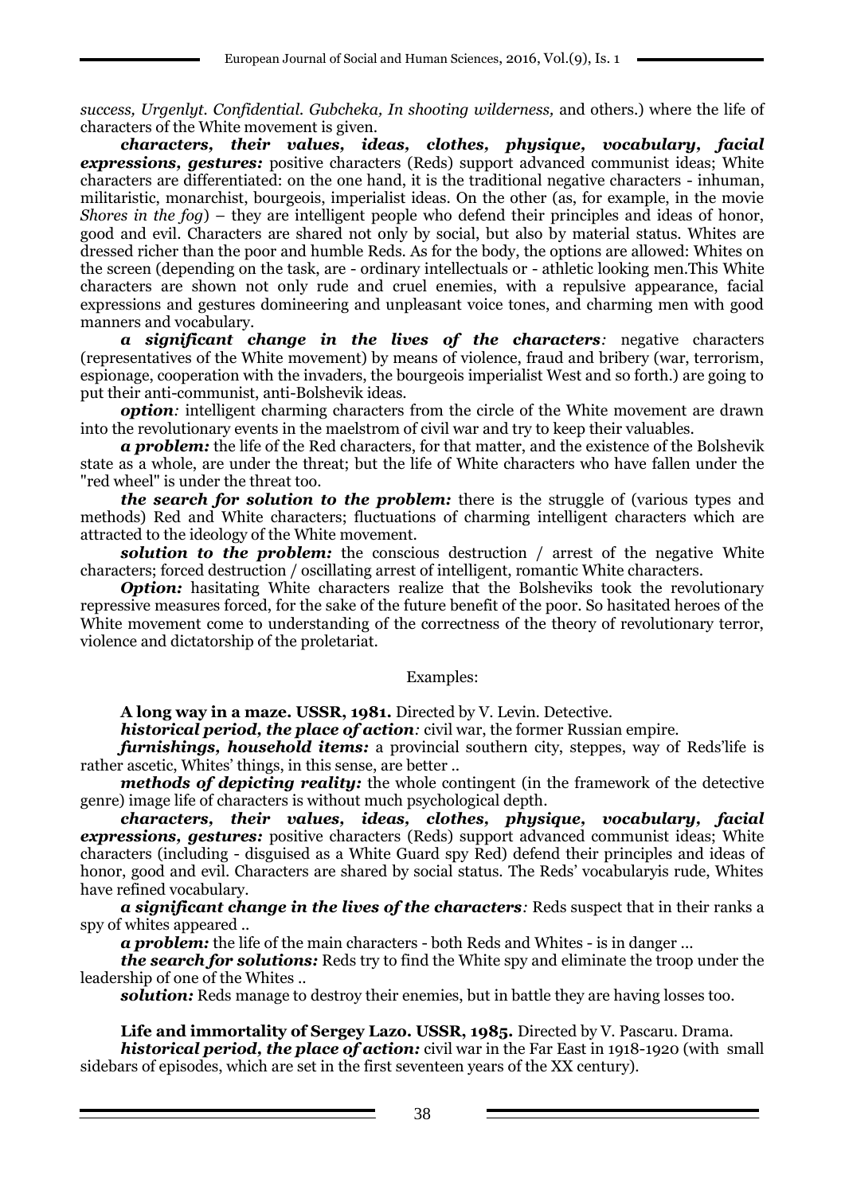*success, Urgenlyt. Confidential. Gubcheka, In shooting wilderness,* and others.) where the life of characters of the White movement is given.

***characters, their values, ideas, clothes, physique, vocabulary, facial expressions, gestures:*** positive characters (Reds) support advanced communist ideas; White characters are differentiated: on the one hand, it is the traditional negative characters - inhuman, militaristic, monarchist, bourgeois, imperialist ideas. On the other (as, for example, in the movie *Shores in the fog*) – they are intelligent people who defend their principles and ideas of honor, good and evil. Characters are shared not only by social, but also by material status. Whites are dressed richer than the poor and humble Reds. As for the body, the options are allowed: Whites on the screen (depending on the task, are - ordinary intellectuals or - athletic looking men.This White characters are shown not only rude and cruel enemies, with a repulsive appearance, facial expressions and gestures domineering and unpleasant voice tones, and charming men with good manners and vocabulary.

***a significant change in the lives of the characters:*** negative characters (representatives of the White movement) by means of violence, fraud and bribery (war, terrorism, espionage, cooperation with the invaders, the bourgeois imperialist West and so forth.) are going to put their anti-communist, anti-Bolshevik ideas.

***option:*** intelligent charming characters from the circle of the White movement are drawn into the revolutionary events in the maelstrom of civil war and try to keep their valuables.

***a problem:*** the life of the Red characters, for that matter, and the existence of the Bolshevik state as a whole, are under the threat; but the life of White characters who have fallen under the "red wheel" is under the threat too.

***the search for solution to the problem:*** there is the struggle of (various types and methods) Red and White characters; fluctuations of charming intelligent characters which are attracted to the ideology of the White movement.

***solution to the problem:*** the conscious destruction / arrest of the negative White characters; forced destruction / oscillating arrest of intelligent, romantic White characters.

***Option:*** hasitating White characters realize that the Bolsheviks took the revolutionary repressive measures forced, for the sake of the future benefit of the poor. So hasitated heroes of the White movement come to understanding of the correctness of the theory of revolutionary terror, violence and dictatorship of the proletariat.

Examples:

**A long way in a maze. USSR, 1981.** Directed by V. Levin. Detective.

***historical period, the place of action:*** civil war, the former Russian empire.

***furnishings, household items:*** a provincial southern city, steppes, way of Reds'life is rather ascetic, Whites' things, in this sense, are better ..

***methods of depicting reality:*** the whole contingent (in the framework of the detective genre) image life of characters is without much psychological depth.

***characters, their values, ideas, clothes, physique, vocabulary, facial expressions, gestures:*** positive characters (Reds) support advanced communist ideas; White characters (including - disguised as a White Guard spy Red) defend their principles and ideas of honor, good and evil. Characters are shared by social status. The Reds' vocabularyis rude, Whites have refined vocabulary.

***a significant change in the lives of the characters:*** Reds suspect that in their ranks a spy of whites appeared ..

***a problem:*** the life of the main characters - both Reds and Whites - is in danger ...

***the search for solutions:*** Reds try to find the White spy and eliminate the troop under the leadership of one of the Whites ..

***solution:*** Reds manage to destroy their enemies, but in battle they are having losses too.

**Life and immortality of Sergey Lazo. USSR, 1985.** Directed by V. Pascaru. Drama.

***historical period, the place of action:*** civil war in the Far East in 1918-1920 (with small sidebars of episodes, which are set in the first seventeen years of the XX century).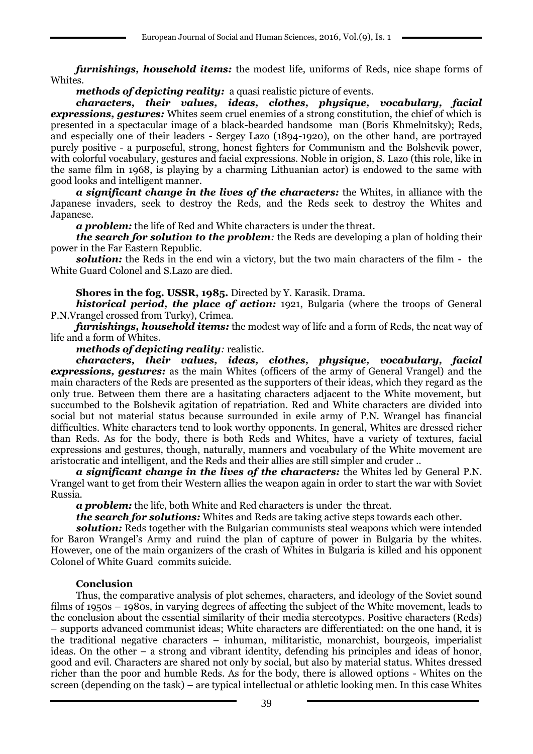***furnishings, household items:*** the modest life, uniforms of Reds, nice shape forms of Whites.

***methods of depicting reality:*** a quasi realistic picture of events.

***characters, their values, ideas, clothes, physique, vocabulary, facial expressions, gestures:*** Whites seem cruel enemies of a strong constitution, the chief of which is presented in a spectacular image of a black-bearded handsome man (Boris Khmelnitsky); Reds, and especially one of their leaders - Sergey Lazo (1894-1920), on the other hand, are portrayed purely positive - a purposeful, strong, honest fighters for Communism and the Bolshevik power, with colorful vocabulary, gestures and facial expressions. Noble in origion, S. Lazo (this role, like in the same film in 1968, is playing by a charming Lithuanian actor) is endowed to the same with good looks and intelligent manner.

***a significant change in the lives of the characters:*** the Whites, in alliance with the Japanese invaders, seek to destroy the Reds, and the Reds seek to destroy the Whites and Japanese.

***a problem:*** the life of Red and White characters is under the threat.

***the search for solution to the problem:*** the Reds are developing a plan of holding their power in the Far Eastern Republic.

***solution:*** the Reds in the end win a victory, but the two main characters of the film - the White Guard Colonel and S.Lazo are died.

**Shores in the fog. USSR, 1985.** Directed by Y. Karasik. Drama.

***historical period, the place of action:*** 1921, Bulgaria (where the troops of General P.N.Vrangel crossed from Turky), Crimea.

***furnishings, household items:*** the modest way of life and a form of Reds, the neat way of life and a form of Whites.

***methods of depicting reality:*** realistic.

***characters, their values, ideas, clothes, physique, vocabulary, facial expressions, gestures:*** as the main Whites (officers of the army of General Vrangel) and the main characters of the Reds are presented as the supporters of their ideas, which they regard as the only true. Between them there are a hasitating characters adjacent to the White movement, but succumbed to the Bolshevik agitation of repatriation. Red and White characters are divided into social but not material status because surrounded in exile army of P.N. Wrangel has financial difficulties. White characters tend to look worthy opponents. In general, Whites are dressed richer than Reds. As for the body, there is both Reds and Whites, have a variety of textures, facial expressions and gestures, though, naturally, manners and vocabulary of the White movement are aristocratic and intelligent, and the Reds and their allies are still simpler and cruder ..

***a significant change in the lives of the characters:*** the Whites led by General P.N. Vrangel want to get from their Western allies the weapon again in order to start the war with Soviet Russia.

***a problem:*** the life, both White and Red characters is under the threat.

***the search for solutions:*** Whites and Reds are taking active steps towards each other.

***solution:*** Reds together with the Bulgarian communists steal weapons which were intended for Baron Wrangel's Army and ruind the plan of capture of power in Bulgaria by the whites. However, one of the main organizers of the crash of Whites in Bulgaria is killed and his opponent Colonel of White Guard commits suicide.

**Conclusion**

Thus, the comparative analysis of plot schemes, characters, and ideology of the Soviet sound films of 1950s – 1980s, in varying degrees of affecting the subject of the White movement, leads to the conclusion about the essential similarity of their media stereotypes. Positive characters (Reds) – supports advanced communist ideas; White characters are differentiated: on the one hand, it is the traditional negative characters – inhuman, militaristic, monarchist, bourgeois, imperialist ideas. On the other – a strong and vibrant identity, defending his principles and ideas of honor, good and evil. Characters are shared not only by social, but also by material status. Whites dressed richer than the poor and humble Reds. As for the body, there is allowed options - Whites on the screen (depending on the task) – are typical intellectual or athletic looking men. In this case Whites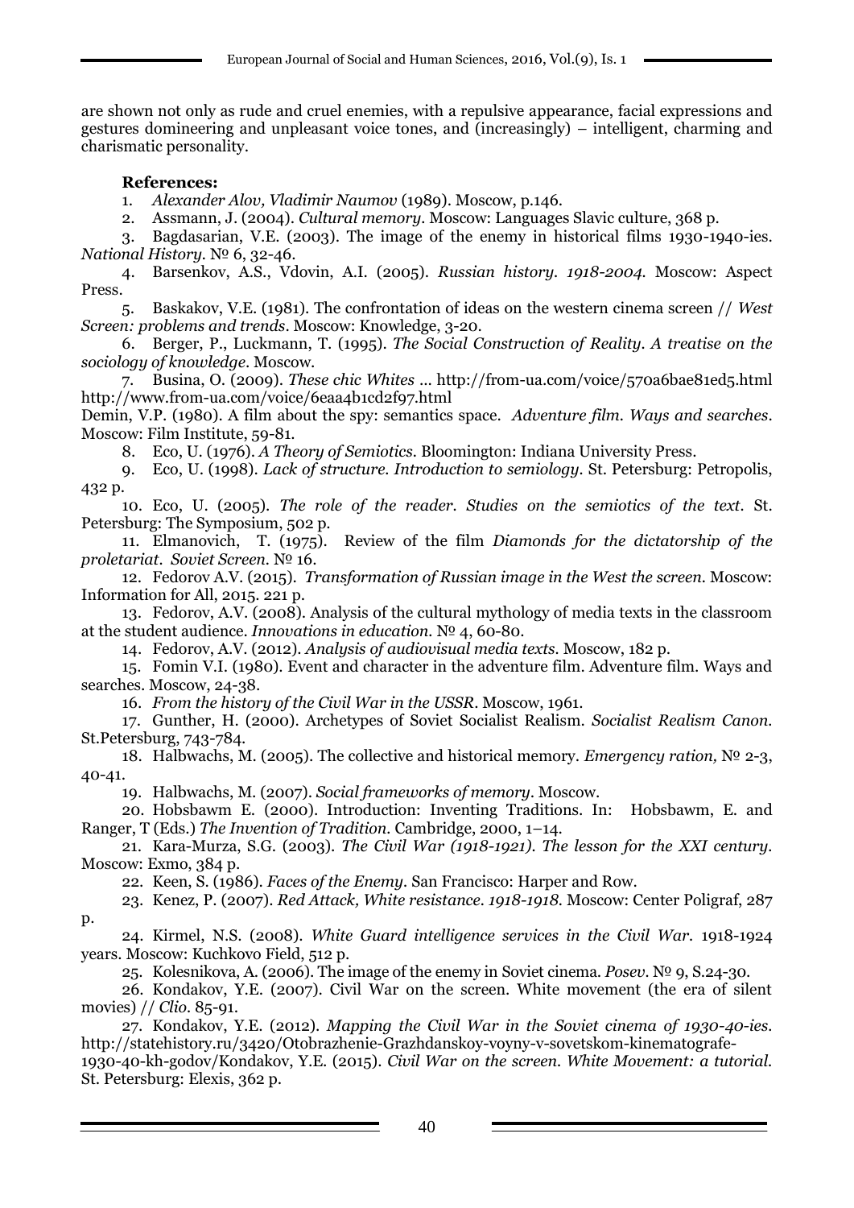are shown not only as rude and cruel enemies, with a repulsive appearance, facial expressions and gestures domineering and unpleasant voice tones, and (increasingly) – intelligent, charming and charismatic personality.

**References:**

1. *Alexander Alov, Vladimir Naumov* (1989). Moscow, p.146.
2. Assmann, J. (2004). *Cultural memory*. Moscow: Languages Slavic culture, 368 p.
3. Bagdasarian, V.E. (2003). The image of the enemy in historical films 1930-1940-ies. *National History*. № 6, 32-46.
4. Barsenkov, A.S., Vdovin, A.I. (2005). *Russian history. 1918-2004.* Moscow: Aspect Press.
5. Baskakov, V.E. (1981). The confrontation of ideas on the western cinema screen // *West Screen: problems and trends*. Moscow: Knowledge, 3-20.
6. Berger, P., Luckmann, T. (1995). *The Social Construction of Reality. A treatise on the sociology of knowledge*. Moscow.
7. Busina, O. (2009). *These chic Whites* ... http://from-ua.com/voice/570a6bae81ed5.html http://www.from-ua.com/voice/6eaa4b1cd2f97.html

Demin, V.P. (1980). A film about the spy: semantics space. *Adventure film. Ways and searches*. Moscow: Film Institute, 59-81.

8. Eco, U. (1976). *A Theory of Semiotics*. Bloomington: Indiana University Press.
9. Eco, U. (1998). *Lack of structure. Introduction to semiology*. St. Petersburg: Petropolis, 432 p.
10. Eco, U. (2005). *The role of the reader. Studies on the semiotics of the text*. St. Petersburg: The Symposium, 502 p.
11. Elmanovich, T. (1975). Review of the film *Diamonds for the dictatorship of the proletariat*. *Soviet Screen*. № 16.
12. Fedorov A.V. (2015). *Transformation of Russian image in the West the screen*. Moscow: Information for All, 2015. 221 p.
13. Fedorov, A.V. (2008). Analysis of the cultural mythology of media texts in the classroom at the student audience. *Innovations in education*. № 4, 60-80.
14. Fedorov, A.V. (2012). *Analysis of audiovisual media texts*. Moscow, 182 p.
15. Fomin V.I. (1980). Event and character in the adventure film. Adventure film. Ways and searches. Moscow, 24-38.
16. *From the history of the Civil War in the USSR*. Moscow, 1961.
17. Gunther, H. (2000). Archetypes of Soviet Socialist Realism. *Socialist Realism Canon*. St.Petersburg, 743-784.
18. Halbwachs, M. (2005). The collective and historical memory. *Emergency ration,* № 2-3, 40-41.
19. Halbwachs, M. (2007). *Social frameworks of memory*. Moscow.
20. Hobsbawm E. (2000). Introduction: Inventing Traditions. In: Hobsbawm, E. and Ranger, T (Eds.) *The Invention of Tradition*. Cambridge, 2000, 1–14.
21. Kara-Murza, S.G. (2003). *The Civil War (1918-1921). The lesson for the XXI century*. Moscow: Exmo, 384 p.
22. Keen, S. (1986). *Faces of the Enemy*. San Francisco: Harper and Row.
23. Kenez, P. (2007). *Red Attack, White resistance. 1918-1918*. Moscow: Center Poligraf, 287 p.
24. Kirmel, N.S. (2008). *White Guard intelligence services in the Civil War*. 1918-1924 years. Moscow: Kuchkovo Field, 512 p.
25. Kolesnikova, A. (2006). The image of the enemy in Soviet cinema. *Posev*. № 9, S.24-30.
26. Kondakov, Y.E. (2007). Civil War on the screen. White movement (the era of silent movies) // *Clio*. 85-91.
27. Kondakov, Y.E. (2012). *Mapping the Civil War in the Soviet cinema of 1930-40-ies*. http://statehistory.ru/3420/Otobrazhenie-Grazhdanskoy-voyny-v-sovetskom-kinematografe-1930-40-kh-godov/Kondakov, Y.E. (2015). *Civil War on the screen. White Movement: a tutorial*. St. Petersburg: Elexis, 362 p.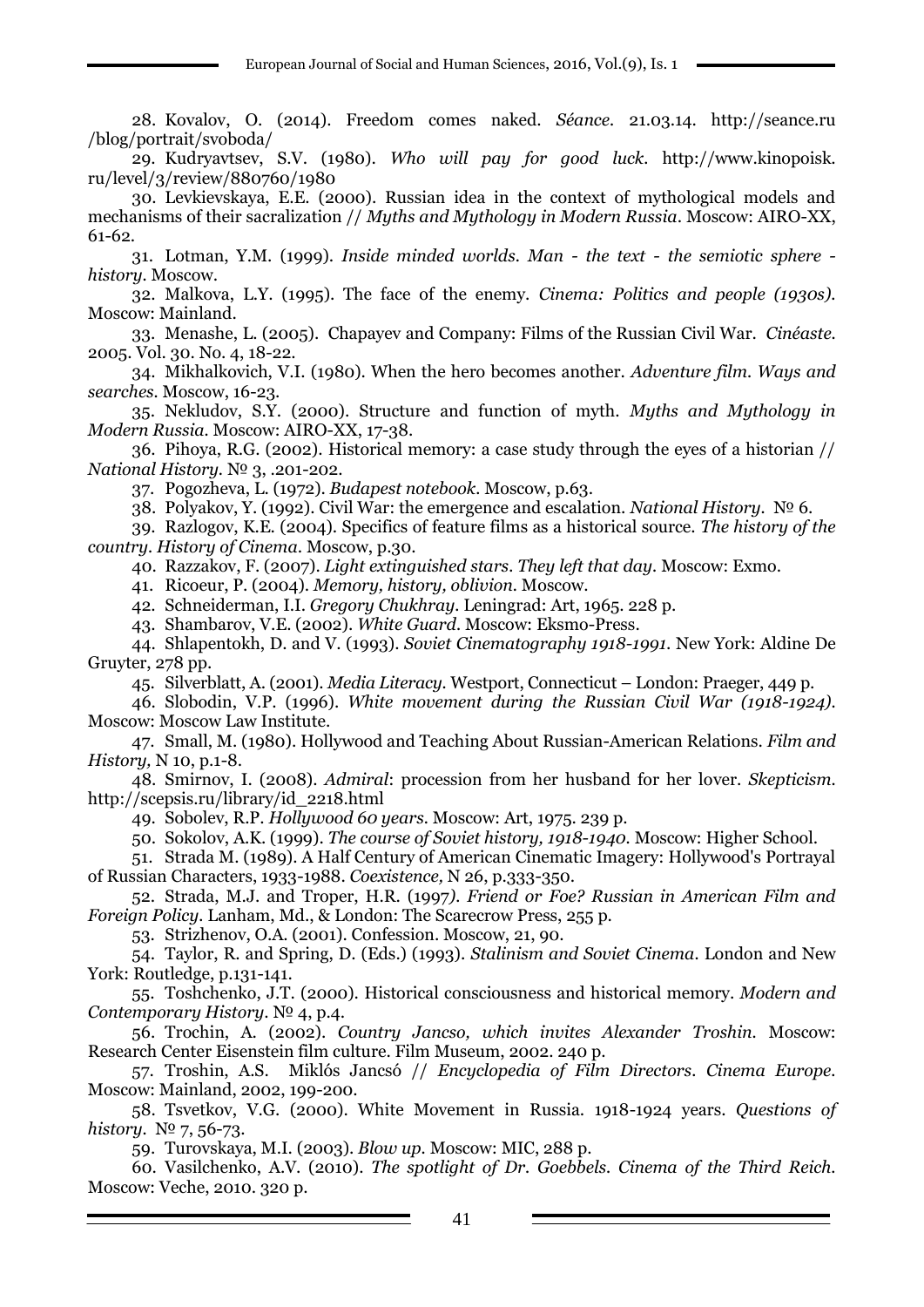28. Kovalov, O. (2014). Freedom comes naked. *Séance*. 21.03.14. http://seance.ru /blog/portrait/svoboda/

29. Kudryavtsev, S.V. (1980). *Who will pay for good luck*. http://www.kinopoisk. ru/level/3/review/880760/1980

30. Levkievskaya, E.E. (2000). Russian idea in the context of mythological models and mechanisms of their sacralization // *Myths and Mythology in Modern Russia*. Moscow: AIRO-XX, 61-62.

31. Lotman, Y.M. (1999). *Inside minded worlds. Man - the text - the semiotic sphere - history*. Moscow.

32. Malkova, L.Y. (1995). The face of the enemy. *Cinema: Politics and people (1930s)*. Moscow: Mainland.

33. Menashe, L. (2005). Chapayev and Company: Films of the Russian Civil War. *Cinéaste*. 2005. Vol. 30. No. 4, 18-22.

34. Mikhalkovich, V.I. (1980). When the hero becomes another. *Adventure film. Ways and searches*. Moscow, 16-23.

35. Nekludov, S.Y. (2000). Structure and function of myth. *Myths and Mythology in Modern Russia*. Moscow: AIRO-XX, 17-38.

36. Pihoya, R.G. (2002). Historical memory: a case study through the eyes of a historian // *National History*. № 3, .201-202.

37. Pogozheva, L. (1972). *Budapest notebook*. Moscow, p.63.

38. Polyakov, Y. (1992). Civil War: the emergence and escalation. *National History*. № 6.

39. Razlogov, K.E. (2004). Specifics of feature films as a historical source. *The history of the country. History of Cinema*. Moscow, p.30.

40. Razzakov, F. (2007). *Light extinguished stars. They left that day*. Moscow: Exmo.

41. Ricoeur, P. (2004). *Memory, history, oblivion*. Moscow.

42. Schneiderman, I.I. *Gregory Chukhray*. Leningrad: Art, 1965. 228 p.

43. Shambarov, V.E. (2002). *White Guard*. Moscow: Eksmo-Press.

44. Shlapentokh, D. and V. (1993). *Soviet Cinematography 1918-1991*. New York: Aldine De Gruyter, 278 pp.

45. Silverblatt, A. (2001). *Media Literacy*. Westport, Connecticut – London: Praeger, 449 p.

46. Slobodin, V.P. (1996). *White movement during the Russian Civil War (1918-1924)*. Moscow: Moscow Law Institute.

47. Small, M. (1980). Hollywood and Teaching About Russian-American Relations. *Film and History,* N 10, p.1-8.

48. Smirnov, I. (2008). *Admiral*: procession from her husband for her lover. *Skepticism*. http://scepsis.ru/library/id_2218.html

49. Sobolev, R.P. *Hollywood 60 years*. Moscow: Art, 1975. 239 p.

50. Sokolov, A.K. (1999). *The course of Soviet history, 1918-1940*. Moscow: Higher School.

51. Strada M. (1989). A Half Century of American Cinematic Imagery: Hollywood's Portrayal of Russian Characters, 1933-1988. *Coexistence,* N 26, p.333-350.

52. Strada, M.J. and Troper, H.R. (1997). *Friend or Foe? Russian in American Film and Foreign Policy*. Lanham, Md., & London: The Scarecrow Press, 255 p.

53. Strizhenov, O.A. (2001). Confession. Moscow, 21, 90.

54. Taylor, R. and Spring, D. (Eds.) (1993). *Stalinism and Soviet Cinema*. London and New York: Routledge, p.131-141.

55. Toshchenko, J.T. (2000). Historical consciousness and historical memory. *Modern and Contemporary History*. № 4, p.4.

56. Trochin, A. (2002). *Country Jancso, which invites Alexander Troshin*. Moscow: Research Center Eisenstein film culture. Film Museum, 2002. 240 p.

57. Troshin, A.S. Miklós Jancsó // *Encyclopedia of Film Directors. Cinema Europe*. Moscow: Mainland, 2002, 199-200.

58. Tsvetkov, V.G. (2000). White Movement in Russia. 1918-1924 years. *Questions of history*. № 7, 56-73.

59. Turovskaya, M.I. (2003). *Blow up*. Moscow: MIC, 288 p.

60. Vasilchenko, A.V. (2010). *The spotlight of Dr. Goebbels. Cinema of the Third Reich*. Moscow: Veche, 2010. 320 p.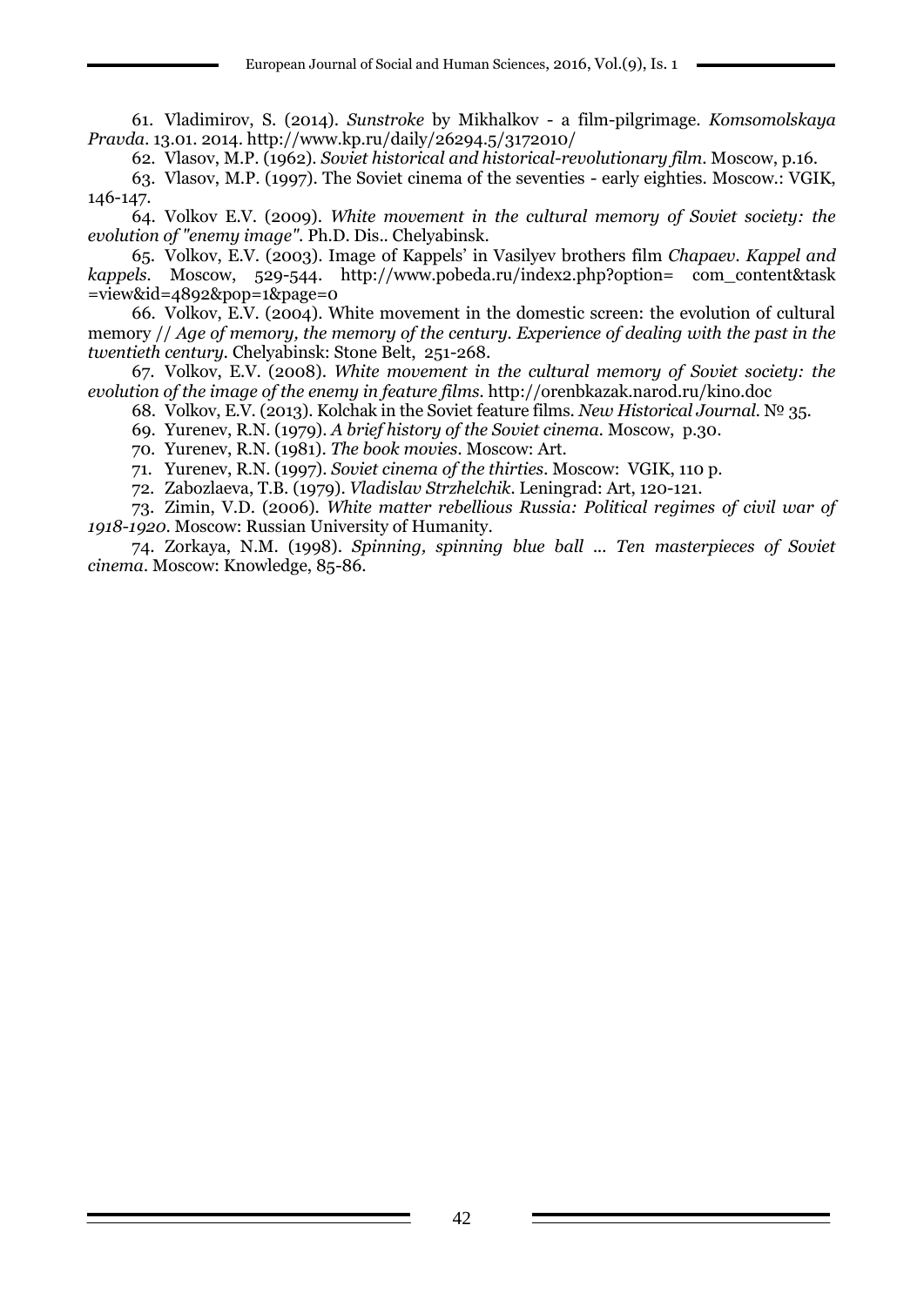61. Vladimirov, S. (2014). *Sunstroke* by Mikhalkov - a film-pilgrimage. *Komsomolskaya Pravda*. 13.01. 2014. http://www.kp.ru/daily/26294.5/3172010/

62. Vlasov, M.P. (1962). *Soviet historical and historical-revolutionary film*. Moscow, p.16.

63. Vlasov, M.P. (1997). The Soviet cinema of the seventies - early eighties. Moscow.: VGIK, 146-147.

64. Volkov E.V. (2009). *White movement in the cultural memory of Soviet society: the evolution of "enemy image"*. Ph.D. Dis.. Chelyabinsk.

65. Volkov, E.V. (2003). Image of Kappels' in Vasilyev brothers film *Chapaev*. *Kappel and kappels*. Moscow, 529-544. http://www.pobeda.ru/index2.php?option= com_content&task =view&id=4892&pop=1&page=0

66. Volkov, E.V. (2004). White movement in the domestic screen: the evolution of cultural memory // *Age of memory, the memory of the century. Experience of dealing with the past in the twentieth century*. Chelyabinsk: Stone Belt, 251-268.

67. Volkov, E.V. (2008). *White movement in the cultural memory of Soviet society: the evolution of the image of the enemy in feature films*. http://orenbkazak.narod.ru/kino.doc

68. Volkov, E.V. (2013). Kolchak in the Soviet feature films. *New Historical Journal*. № 35.

69. Yurenev, R.N. (1979). *A brief history of the Soviet cinema*. Moscow, p.30.

70. Yurenev, R.N. (1981). *The book movies*. Moscow: Art.

71. Yurenev, R.N. (1997). *Soviet cinema of the thirties*. Moscow: VGIK, 110 p.

72. Zabozlaeva, T.B. (1979). *Vladislav Strzhelchik*. Leningrad: Art, 120-121.

73. Zimin, V.D. (2006). *White matter rebellious Russia: Political regimes of civil war of 1918-1920*. Moscow: Russian University of Humanity.

74. Zorkaya, N.M. (1998). *Spinning, spinning blue ball ... Ten masterpieces of Soviet cinema*. Moscow: Knowledge, 85-86.